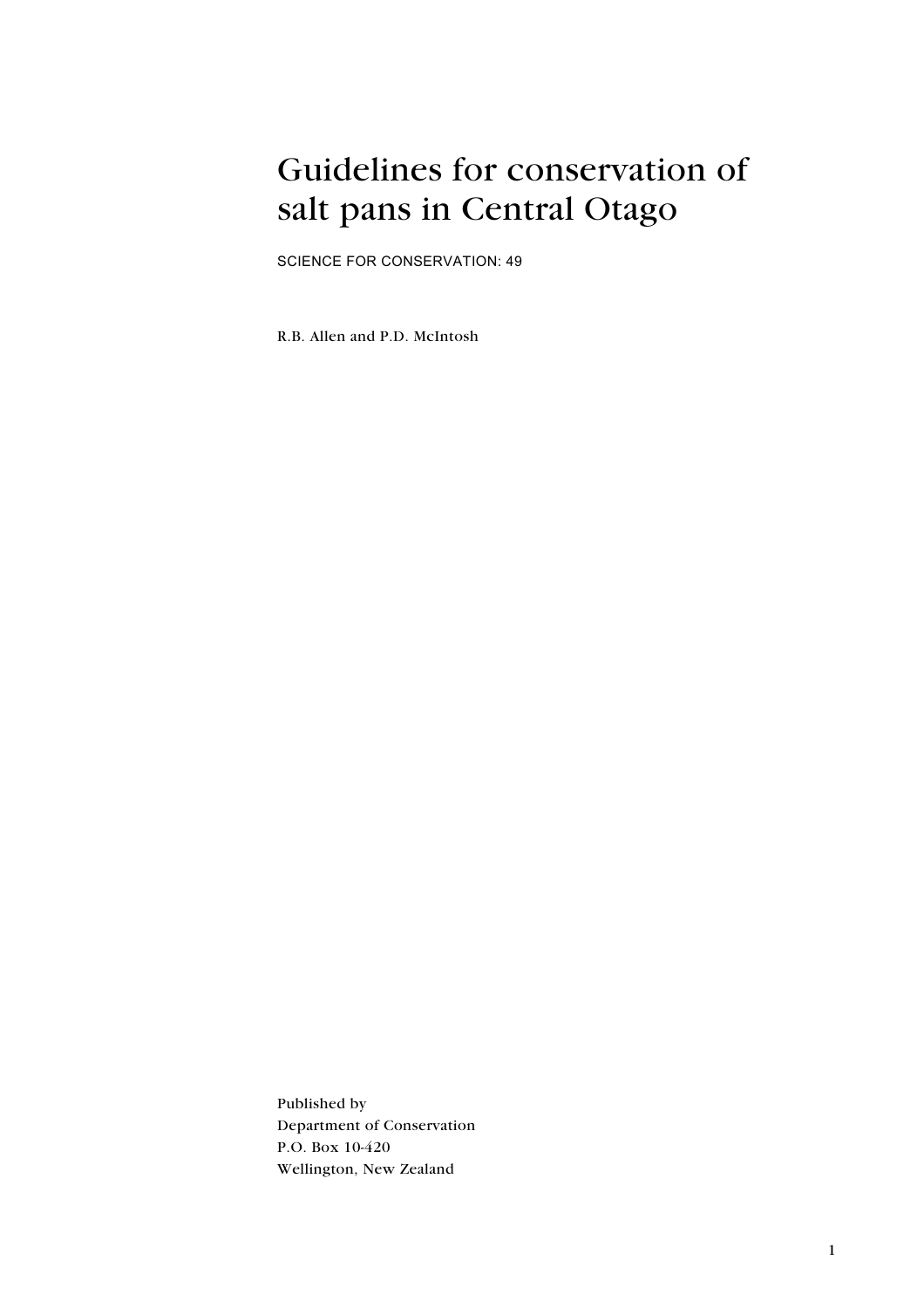# Guidelines for conservation of salt pans in Central Otago

SCIENCE FOR CONSERVATION: 49

R.B. Allen and P.D. McIntosh

Published by
Department of Conservation
P.O. Box 10-420
Wellington, New Zealand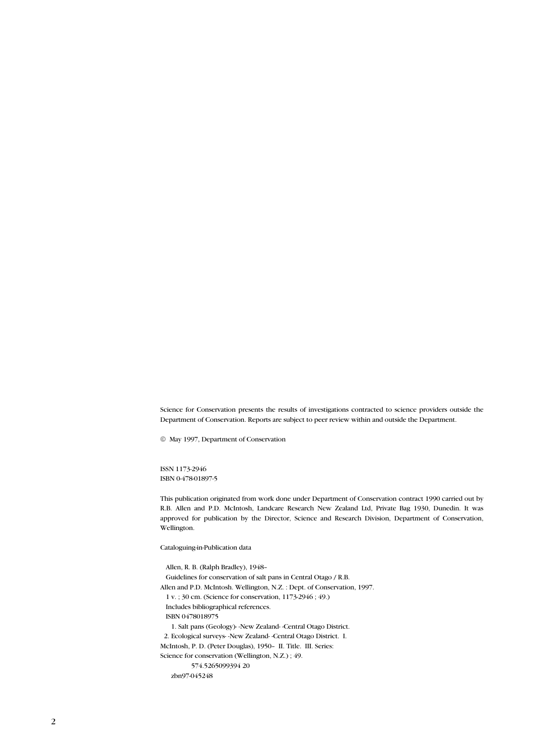Science for Conservation presents the results of investigations contracted to science providers outside the Department of Conservation. Reports are subject to peer review within and outside the Department.

© May 1997, Department of Conservation

ISSN 1173-2946
ISBN 0-478-01897-5

This publication originated from work done under Department of Conservation contract 1990 carried out by R.B. Allen and P.D. McIntosh, Landcare Research New Zealand Ltd, Private Bag 1930, Dunedin. It was approved for publication by the Director, Science and Research Division, Department of Conservation, Wellington.

Cataloguing-in-Publication data

Allen, R. B. (Ralph Bradley), 1948–
Guidelines for conservation of salt pans in Central Otago / R.B. Allen and P.D. McIntosh. Wellington, N.Z. : Dept. of Conservation, 1997.
1 v. ; 30 cm. (Science for conservation, 1173-2946 ; 49.)
Includes bibliographical references.
ISBN 0478018975
1. Salt pans (Geology)- -New Zealand- -Central Otago District. 2. Ecological surveys- -New Zealand- -Central Otago District. I. McIntosh, P. D. (Peter Douglas), 1950– II. Title. III. Series: Science for conservation (Wellington, N.Z.) ; 49.
574.5265099394 20
zbn97-045248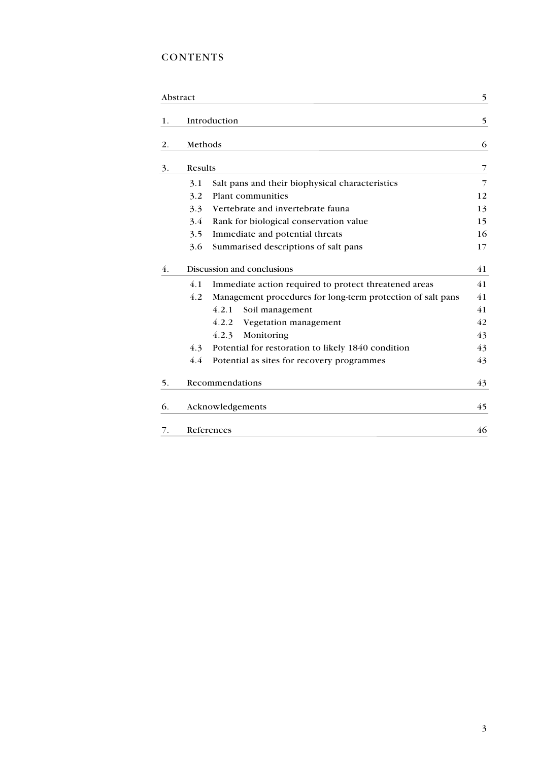# CONTENTS

| | | |
|---|---|---|
| Abstract | | 5 |
| 1. | Introduction | 5 |
| 2. | Methods | 6 |
| 3. | Results | 7 |
| | 3.1 Salt pans and their biophysical characteristics | 7 |
| | 3.2 Plant communities | 12 |
| | 3.3 Vertebrate and invertebrate fauna | 13 |
| | 3.4 Rank for biological conservation value | 15 |
| | 3.5 Immediate and potential threats | 16 |
| | 3.6 Summarised descriptions of salt pans | 17 |
| 4. | Discussion and conclusions | 41 |
| | 4.1 Immediate action required to protect threatened areas | 41 |
| | 4.2 Management procedures for long-term protection of salt pans | 41 |
| | 4.2.1 Soil management | 41 |
| | 4.2.2 Vegetation management | 42 |
| | 4.2.3 Monitoring | 43 |
| | 4.3 Potential for restoration to likely 1840 condition | 43 |
| | 4.4 Potential as sites for recovery programmes | 43 |
| 5. | Recommendations | 43 |
| 6. | Acknowledgements | 45 |
| 7. | References | 46 |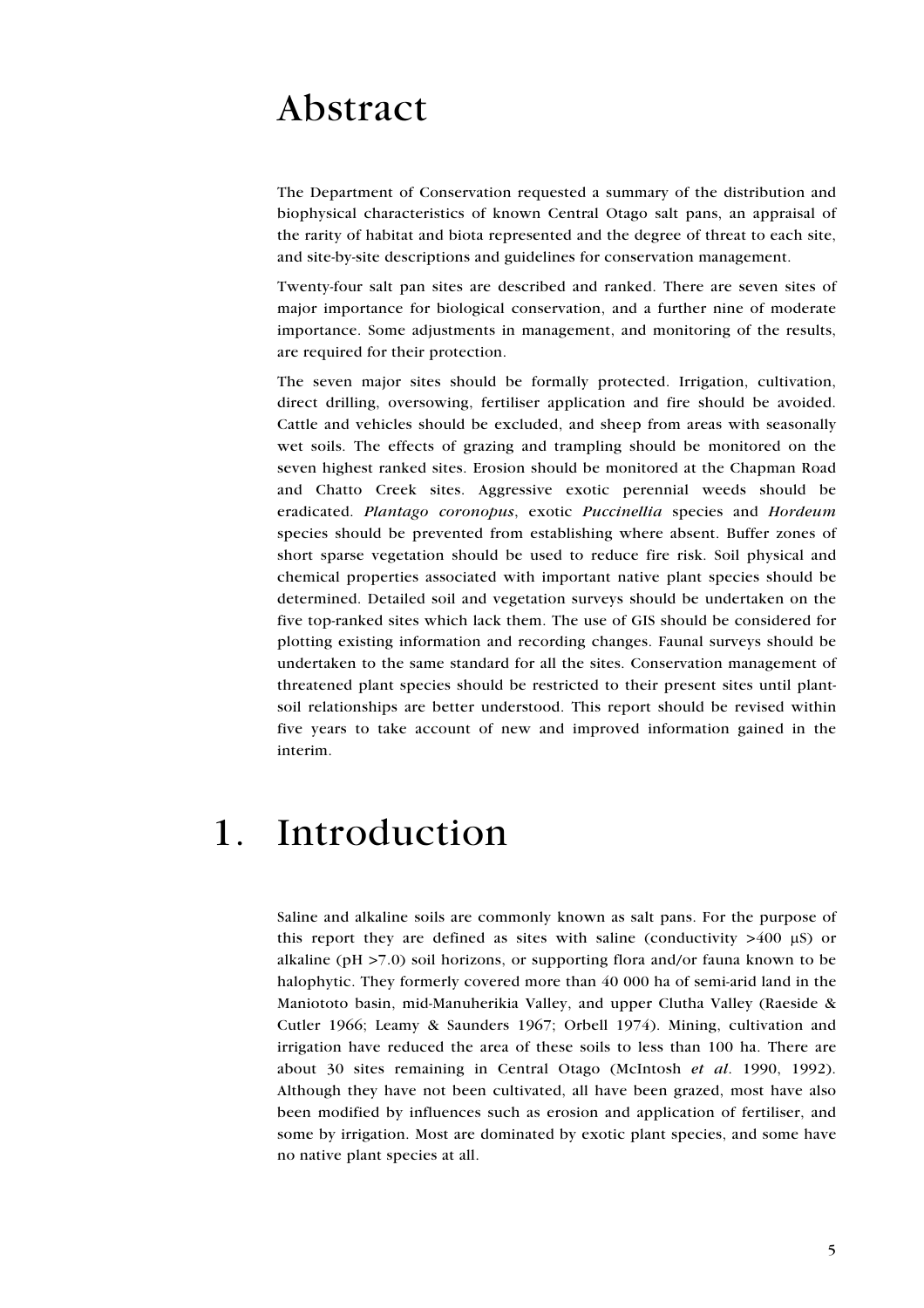# Abstract

The Department of Conservation requested a summary of the distribution and biophysical characteristics of known Central Otago salt pans, an appraisal of the rarity of habitat and biota represented and the degree of threat to each site, and site-by-site descriptions and guidelines for conservation management.

Twenty-four salt pan sites are described and ranked. There are seven sites of major importance for biological conservation, and a further nine of moderate importance. Some adjustments in management, and monitoring of the results, are required for their protection.

The seven major sites should be formally protected. Irrigation, cultivation, direct drilling, oversowing, fertiliser application and fire should be avoided. Cattle and vehicles should be excluded, and sheep from areas with seasonally wet soils. The effects of grazing and trampling should be monitored on the seven highest ranked sites. Erosion should be monitored at the Chapman Road and Chatto Creek sites. Aggressive exotic perennial weeds should be eradicated. *Plantago coronopus*, exotic *Puccinellia* species and *Hordeum* species should be prevented from establishing where absent. Buffer zones of short sparse vegetation should be used to reduce fire risk. Soil physical and chemical properties associated with important native plant species should be determined. Detailed soil and vegetation surveys should be undertaken on the five top-ranked sites which lack them. The use of GIS should be considered for plotting existing information and recording changes. Faunal surveys should be undertaken to the same standard for all the sites. Conservation management of threatened plant species should be restricted to their present sites until plant-soil relationships are better understood. This report should be revised within five years to take account of new and improved information gained in the interim.

# 1. Introduction

Saline and alkaline soils are commonly known as salt pans. For the purpose of this report they are defined as sites with saline (conductivity >400 μS) or alkaline (pH >7.0) soil horizons, or supporting flora and/or fauna known to be halophytic. They formerly covered more than 40 000 ha of semi-arid land in the Maniototo basin, mid-Manuherikia Valley, and upper Clutha Valley (Raeside & Cutler 1966; Leamy & Saunders 1967; Orbell 1974). Mining, cultivation and irrigation have reduced the area of these soils to less than 100 ha. There are about 30 sites remaining in Central Otago (McIntosh *et al*. 1990, 1992). Although they have not been cultivated, all have been grazed, most have also been modified by influences such as erosion and application of fertiliser, and some by irrigation. Most are dominated by exotic plant species, and some have no native plant species at all.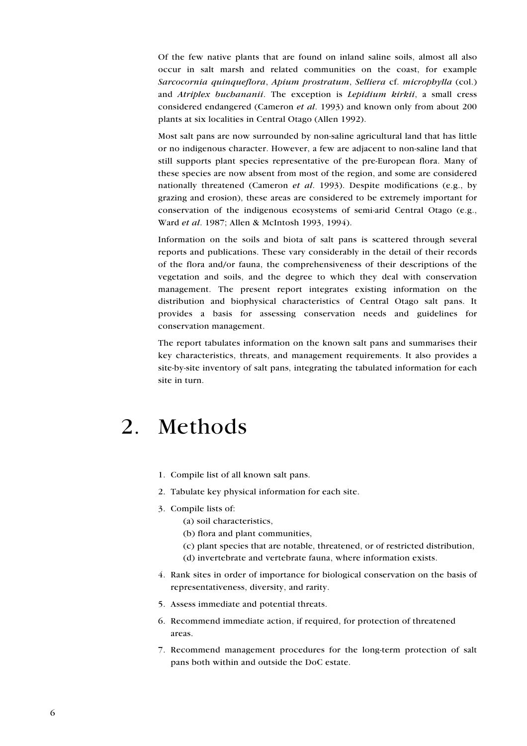Of the few native plants that are found on inland saline soils, almost all also occur in salt marsh and related communities on the coast, for example *Sarcocornia quinqueflora*, *Apium prostratum*, *Selliera* cf. *microphylla* (col.) and *Atriplex buchananii*. The exception is *Lepidium kirkii*, a small cress considered endangered (Cameron *et al*. 1993) and known only from about 200 plants at six localities in Central Otago (Allen 1992).

Most salt pans are now surrounded by non-saline agricultural land that has little or no indigenous character. However, a few are adjacent to non-saline land that still supports plant species representative of the pre-European flora. Many of these species are now absent from most of the region, and some are considered nationally threatened (Cameron *et al*. 1993). Despite modifications (e.g., by grazing and erosion), these areas are considered to be extremely important for conservation of the indigenous ecosystems of semi-arid Central Otago (e.g., Ward *et al*. 1987; Allen & McIntosh 1993, 1994).

Information on the soils and biota of salt pans is scattered through several reports and publications. These vary considerably in the detail of their records of the flora and/or fauna, the comprehensiveness of their descriptions of the vegetation and soils, and the degree to which they deal with conservation management. The present report integrates existing information on the distribution and biophysical characteristics of Central Otago salt pans. It provides a basis for assessing conservation needs and guidelines for conservation management.

The report tabulates information on the known salt pans and summarises their key characteristics, threats, and management requirements. It also provides a site-by-site inventory of salt pans, integrating the tabulated information for each site in turn.

# 2. Methods

1. Compile list of all known salt pans.
2. Tabulate key physical information for each site.
3. Compile lists of:
   (a) soil characteristics,
   (b) flora and plant communities,
   (c) plant species that are notable, threatened, or of restricted distribution,
   (d) invertebrate and vertebrate fauna, where information exists.
4. Rank sites in order of importance for biological conservation on the basis of representativeness, diversity, and rarity.
5. Assess immediate and potential threats.
6. Recommend immediate action, if required, for protection of threatened areas.
7. Recommend management procedures for the long-term protection of salt pans both within and outside the DoC estate.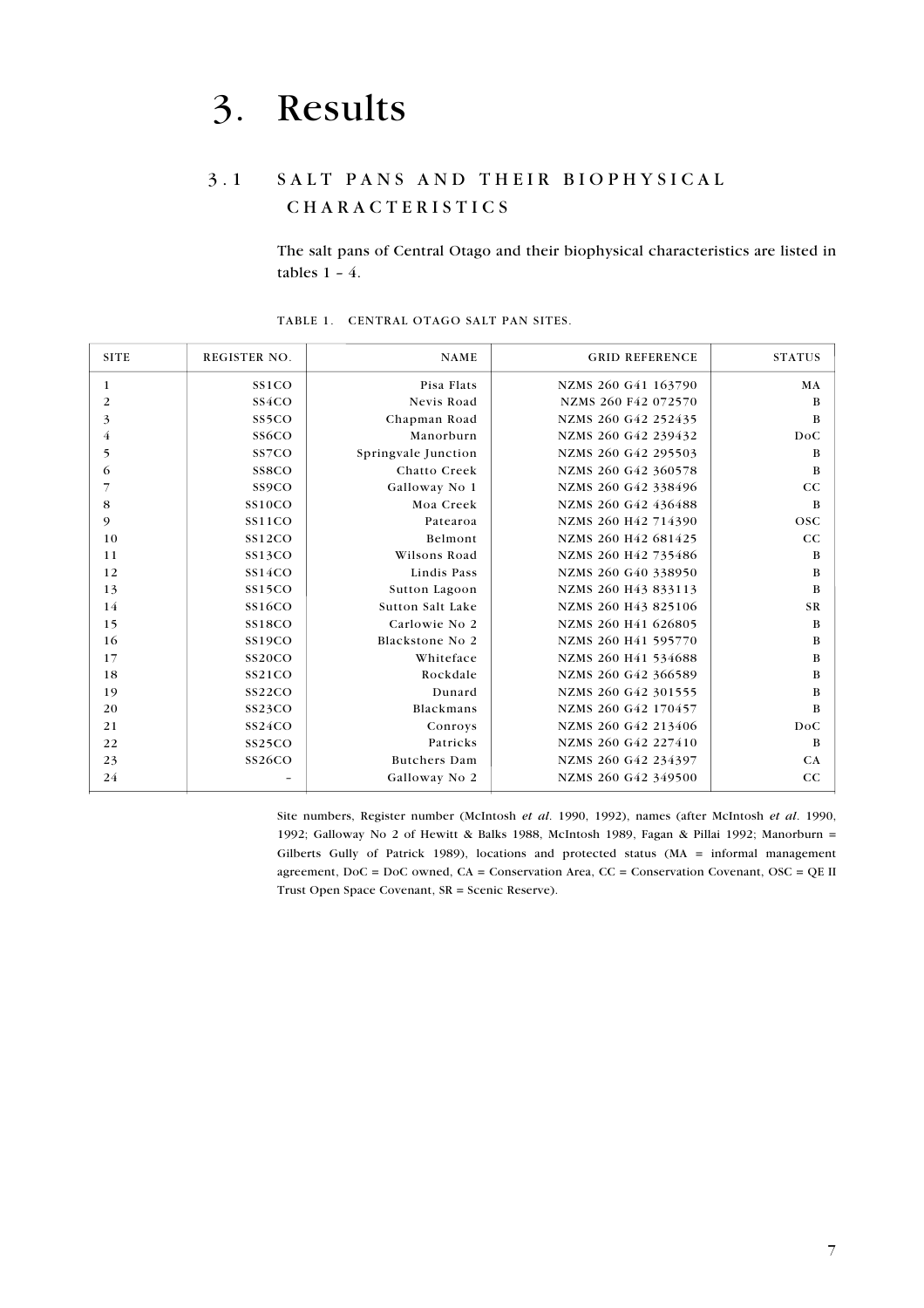# 3. Results

## 3.1 SALT PANS AND THEIR BIOPHYSICAL CHARACTERISTICS

The salt pans of Central Otago and their biophysical characteristics are listed in tables 1 – 4.

TABLE 1. CENTRAL OTAGO SALT PAN SITES.

| SITE | REGISTER NO. | NAME | GRID REFERENCE | STATUS |
|---|---|---|---|---|
| 1 | SS1CO | Pisa Flats | NZMS 260 G41 163790 | MA |
| 2 | SS4CO | Nevis Road | NZMS 260 F42 072570 | B |
| 3 | SS5CO | Chapman Road | NZMS 260 G42 252435 | B |
| 4 | SS6CO | Manorburn | NZMS 260 G42 239432 | DoC |
| 5 | SS7CO | Springvale Junction | NZMS 260 G42 295503 | B |
| 6 | SS8CO | Chatto Creek | NZMS 260 G42 360578 | B |
| 7 | SS9CO | Galloway No 1 | NZMS 260 G42 338496 | CC |
| 8 | SS10CO | Moa Creek | NZMS 260 G42 436488 | B |
| 9 | SS11CO | Patearoa | NZMS 260 H42 714390 | OSC |
| 10 | SS12CO | Belmont | NZMS 260 H42 681425 | CC |
| 11 | SS13CO | Wilsons Road | NZMS 260 H42 735486 | B |
| 12 | SS14CO | Lindis Pass | NZMS 260 G40 338950 | B |
| 13 | SS15CO | Sutton Lagoon | NZMS 260 H43 833113 | B |
| 14 | SS16CO | Sutton Salt Lake | NZMS 260 H43 825106 | SR |
| 15 | SS18CO | Carlowie No 2 | NZMS 260 H41 626805 | B |
| 16 | SS19CO | Blackstone No 2 | NZMS 260 H41 595770 | B |
| 17 | SS20CO | Whiteface | NZMS 260 H41 534688 | B |
| 18 | SS21CO | Rockdale | NZMS 260 G42 366589 | B |
| 19 | SS22CO | Dunard | NZMS 260 G42 301555 | B |
| 20 | SS23CO | Blackmans | NZMS 260 G42 170457 | B |
| 21 | SS24CO | Conroys | NZMS 260 G42 213406 | DoC |
| 22 | SS25CO | Patricks | NZMS 260 G42 227410 | B |
| 23 | SS26CO | Butchers Dam | NZMS 260 G42 234397 | CA |
| 24 | - | Galloway No 2 | NZMS 260 G42 349500 | CC |

Site numbers, Register number (McIntosh *et al*. 1990, 1992), names (after McIntosh *et al*. 1990, 1992; Galloway No 2 of Hewitt & Balks 1988, McIntosh 1989, Fagan & Pillai 1992; Manorburn = Gilberts Gully of Patrick 1989), locations and protected status (MA = informal management agreement, DoC = DoC owned, CA = Conservation Area, CC = Conservation Covenant, OSC = QE II Trust Open Space Covenant, SR = Scenic Reserve).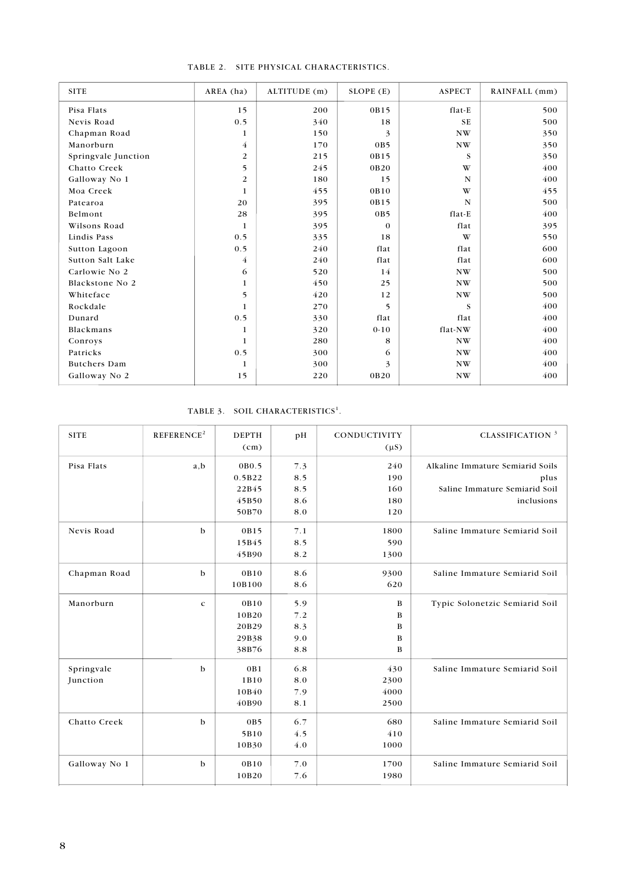TABLE 2. SITE PHYSICAL CHARACTERISTICS.

| SITE | AREA (ha) | ALTITUDE (m) | SLOPE (E) | ASPECT | RAINFALL (mm) |
|---|---|---|---|---|---|
| Pisa Flats | 15 | 200 | 0B15 | flat-E | 500 |
| Nevis Road | 0.5 | 340 | 18 | SE | 500 |
| Chapman Road | 1 | 150 | 3 | NW | 350 |
| Manorburn | 4 | 170 | 0B5 | NW | 350 |
| Springvale Junction | 2 | 215 | 0B15 | S | 350 |
| Chatto Creek | 5 | 245 | 0B20 | W | 400 |
| Galloway No 1 | 2 | 180 | 15 | N | 400 |
| Moa Creek | 1 | 455 | 0B10 | W | 455 |
| Patearoa | 20 | 395 | 0B15 | N | 500 |
| Belmont | 28 | 395 | 0B5 | flat-E | 400 |
| Wilsons Road | 1 | 395 | 0 | flat | 395 |
| Lindis Pass | 0.5 | 335 | 18 | W | 550 |
| Sutton Lagoon | 0.5 | 240 | flat | flat | 600 |
| Sutton Salt Lake | 4 | 240 | flat | flat | 600 |
| Carlowie No 2 | 6 | 520 | 14 | NW | 500 |
| Blackstone No 2 | 1 | 450 | 25 | NW | 500 |
| Whiteface | 5 | 420 | 12 | NW | 500 |
| Rockdale | 1 | 270 | 5 | S | 400 |
| Dunard | 0.5 | 330 | flat | flat | 400 |
| Blackmans | 1 | 320 | 0-10 | flat-NW | 400 |
| Conroys | 1 | 280 | 8 | NW | 400 |
| Patricks | 0.5 | 300 | 6 | NW | 400 |
| Butchers Dam | 1 | 300 | 3 | NW | 400 |
| Galloway No 2 | 15 | 220 | 0B20 | NW | 400 |

TABLE 3. SOIL CHARACTERISTICS[1].

| SITE | REFERENCE[2] | DEPTH (cm) | pH | CONDUCTIVITY (μS) | CLASSIFICATION [3] |
|---|---|---|---|---|---|
| Pisa Flats | a,b | 0B0.5 | 7.3 | 240 | Alkaline Immature Semiarid Soils plus Saline Immature Semiarid Soil inclusions |
| | | 0.5B22 | 8.5 | 190 | |
| | | 22B45 | 8.5 | 160 | |
| | | 45B50 | 8.6 | 180 | |
| | | 50B70 | 8.0 | 120 | |
| Nevis Road | b | 0B15 | 7.1 | 1800 | Saline Immature Semiarid Soil |
| | | 15B45 | 8.5 | 590 | |
| | | 45B90 | 8.2 | 1300 | |
| Chapman Road | b | 0B10 | 8.6 | 9300 | Saline Immature Semiarid Soil |
| | | 10B100 | 8.6 | 620 | |
| Manorburn | c | 0B10 | 5.9 | B | Typic Solonetzic Semiarid Soil |
| | | 10B20 | 7.2 | B | |
| | | 20B29 | 8.3 | B | |
| | | 29B38 | 9.0 | B | |
| | | 38B76 | 8.8 | B | |
| Springvale Junction | b | 0B1 | 6.8 | 430 | Saline Immature Semiarid Soil |
| | | 1B10 | 8.0 | 2300 | |
| | | 10B40 | 7.9 | 4000 | |
| | | 40B90 | 8.1 | 2500 | |
| Chatto Creek | b | 0B5 | 6.7 | 680 | Saline Immature Semiarid Soil |
| | | 5B10 | 4.5 | 410 | |
| | | 10B30 | 4.0 | 1000 | |
| Galloway No 1 | b | 0B10 | 7.0 | 1700 | Saline Immature Semiarid Soil |
| | | 10B20 | 7.6 | 1980 | |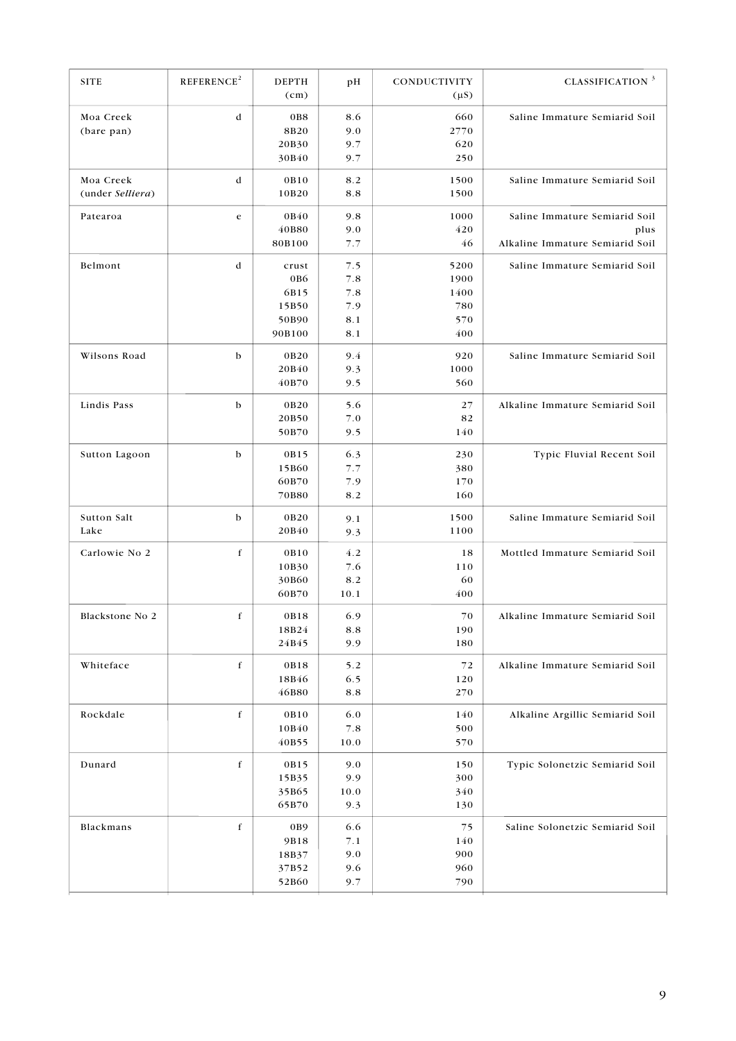| SITE | REFERENCE[2] | DEPTH (cm) | pH | CONDUCTIVITY (μS) | CLASSIFICATION [3] |
|---|---|---|---|---|---|
| Moa Creek (bare pan) | d | 0B8 | 8.6 | 660 | Saline Immature Semiarid Soil |
| | | 8B20 | 9.0 | 2770 | |
| | | 20B30 | 9.7 | 620 | |
| | | 30B40 | 9.7 | 250 | |
| Moa Creek (under *Selliera*) | d | 0B10 | 8.2 | 1500 | Saline Immature Semiarid Soil |
| | | 10B20 | 8.8 | 1500 | |
| Patearoa | e | 0B40 | 9.8 | 1000 | Saline Immature Semiarid Soil plus Alkaline Immature Semiarid Soil |
| | | 40B80 | 9.0 | 420 | |
| | | 80B100 | 7.7 | 46 | |
| Belmont | d | crust | 7.5 | 5200 | Saline Immature Semiarid Soil |
| | | 0B6 | 7.8 | 1900 | |
| | | 6B15 | 7.8 | 1400 | |
| | | 15B50 | 7.9 | 780 | |
| | | 50B90 | 8.1 | 570 | |
| | | 90B100 | 8.1 | 400 | |
| Wilsons Road | b | 0B20 | 9.4 | 920 | Saline Immature Semiarid Soil |
| | | 20B40 | 9.3 | 1000 | |
| | | 40B70 | 9.5 | 560 | |
| Lindis Pass | b | 0B20 | 5.6 | 27 | Alkaline Immature Semiarid Soil |
| | | 20B50 | 7.0 | 82 | |
| | | 50B70 | 9.5 | 140 | |
| Sutton Lagoon | b | 0B15 | 6.3 | 230 | Typic Fluvial Recent Soil |
| | | 15B60 | 7.7 | 380 | |
| | | 60B70 | 7.9 | 170 | |
| | | 70B80 | 8.2 | 160 | |
| Sutton Salt Lake | b | 0B20 | 9.1 | 1500 | Saline Immature Semiarid Soil |
| | | 20B40 | 9.3 | 1100 | |
| Carlowie No 2 | f | 0B10 | 4.2 | 18 | Mottled Immature Semiarid Soil |
| | | 10B30 | 7.6 | 110 | |
| | | 30B60 | 8.2 | 60 | |
| | | 60B70 | 10.1 | 400 | |
| Blackstone No 2 | f | 0B18 | 6.9 | 70 | Alkaline Immature Semiarid Soil |
| | | 18B24 | 8.8 | 190 | |
| | | 24B45 | 9.9 | 180 | |
| Whiteface | f | 0B18 | 5.2 | 72 | Alkaline Immature Semiarid Soil |
| | | 18B46 | 6.5 | 120 | |
| | | 46B80 | 8.8 | 270 | |
| Rockdale | f | 0B10 | 6.0 | 140 | Alkaline Argillic Semiarid Soil |
| | | 10B40 | 7.8 | 500 | |
| | | 40B55 | 10.0 | 570 | |
| Dunard | f | 0B15 | 9.0 | 150 | Typic Solonetzic Semiarid Soil |
| | | 15B35 | 9.9 | 300 | |
| | | 35B65 | 10.0 | 340 | |
| | | 65B70 | 9.3 | 130 | |
| Blackmans | f | 0B9 | 6.6 | 75 | Saline Solonetzic Semiarid Soil |
| | | 9B18 | 7.1 | 140 | |
| | | 18B37 | 9.0 | 900 | |
| | | 37B52 | 9.6 | 960 | |
| | | 52B60 | 9.7 | 790 | |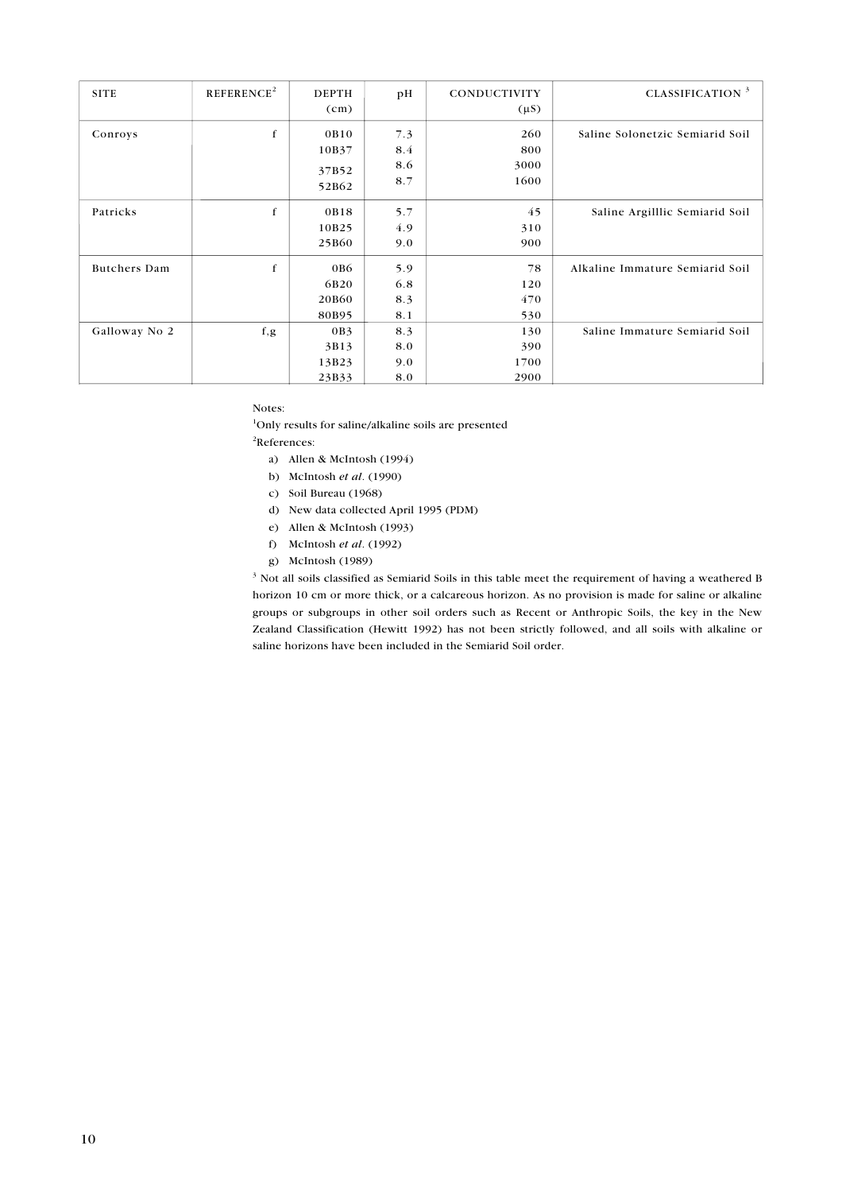| SITE | REFERENCE[2] | DEPTH (cm) | pH | CONDUCTIVITY (μS) | CLASSIFICATION [3] |
|---|---|---|---|---|---|
| Conroys | f | 0B10 | 7.3 | 260 | Saline Solonetzic Semiarid Soil |
| | | 10B37 | 8.4 | 800 | |
| | | 37B52 | 8.6 | 3000 | |
| | | 52B62 | 8.7 | 1600 | |
| Patricks | f | 0B18 | 5.7 | 45 | Saline Argilllic Semiarid Soil |
| | | 10B25 | 4.9 | 310 | |
| | | 25B60 | 9.0 | 900 | |
| Butchers Dam | f | 0B6 | 5.9 | 78 | Alkaline Immature Semiarid Soil |
| | | 6B20 | 6.8 | 120 | |
| | | 20B60 | 8.3 | 470 | |
| | | 80B95 | 8.1 | 530 | |
| Galloway No 2 | f,g | 0B3 | 8.3 | 130 | Saline Immature Semiarid Soil |
| | | 3B13 | 8.0 | 390 | |
| | | 13B23 | 9.0 | 1700 | |
| | | 23B33 | 8.0 | 2900 | |

Notes:

[1]Only results for saline/alkaline soils are presented

[2]References:

a) Allen & McIntosh (1994)
b) McIntosh *et al*. (1990)
c) Soil Bureau (1968)
d) New data collected April 1995 (PDM)
e) Allen & McIntosh (1993)
f) McIntosh *et al*. (1992)
g) McIntosh (1989)

[3] Not all soils classified as Semiarid Soils in this table meet the requirement of having a weathered B horizon 10 cm or more thick, or a calcareous horizon. As no provision is made for saline or alkaline groups or subgroups in other soil orders such as Recent or Anthropic Soils, the key in the New Zealand Classification (Hewitt 1992) has not been strictly followed, and all soils with alkaline or saline horizons have been included in the Semiarid Soil order.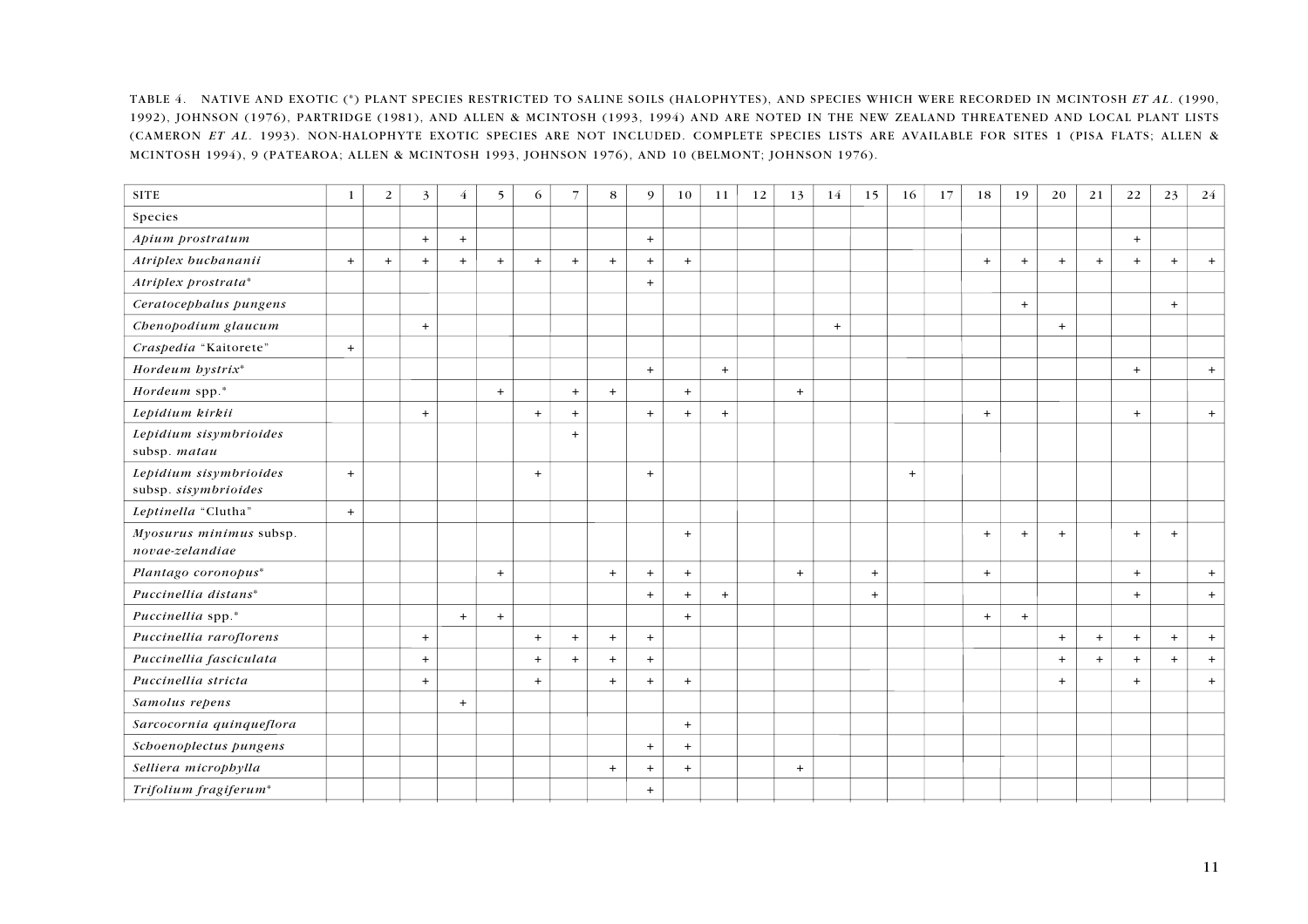TABLE 4. NATIVE AND EXOTIC (*) PLANT SPECIES RESTRICTED TO SALINE SOILS (HALOPHYTES), AND SPECIES WHICH WERE RECORDED IN MCINTOSH *ET AL*. (1990, 1992), JOHNSON (1976), PARTRIDGE (1981), AND ALLEN & MCINTOSH (1993, 1994) AND ARE NOTED IN THE NEW ZEALAND THREATENED AND LOCAL PLANT LISTS (CAMERON *ET AL*. 1993). NON-HALOPHYTE EXOTIC SPECIES ARE NOT INCLUDED. COMPLETE SPECIES LISTS ARE AVAILABLE FOR SITES 1 (PISA FLATS; ALLEN & MCINTOSH 1994), 9 (PATEAROA; ALLEN & MCINTOSH 1993, JOHNSON 1976), AND 10 (BELMONT; JOHNSON 1976).

| SITE | 1 | 2 | 3 | 4 | 5 | 6 | 7 | 8 | 9 | 10 | 11 | 12 | 13 | 14 | 15 | 16 | 17 | 18 | 19 | 20 | 21 | 22 | 23 | 24 |
|---|---|---|---|---|---|---|---|---|---|---|---|---|---|---|---|---|---|---|---|---|---|---|---|---|
| Species | | | | | | | | | | | | | | | | | | | | | | | | |
| *Apium prostratum* | | | + | + | | | | | + | | | | | | | | | | | | | + | | |
| *Atriplex buchananii* | + | + | + | + | + | + | + | + | + | + | | | | | | | | + | + | + | + | + | + | + |
| *Atriplex prostrata** | | | | | | | | | + | | | | | | | | | | | | | | | |
| *Ceratocephalus pungens* | | | | | | | | | | | | | | | | | | | + | | | | + | |
| *Chenopodium glaucum* | | | + | | | | | | | | | | | + | | | | | | + | | | | |
| *Craspedia* "Kaitorete" | + | | | | | | | | | | | | | | | | | | | | | | | |
| *Hordeum hystrix** | | | | | | | | | + | | + | | | | | | | | | | | + | | + |
| *Hordeum* spp.* | | | | | + | | + | + | | + | | | + | | | | | | | | | | | |
| *Lepidium kirkii* | | | + | | | + | + | | + | + | + | | | | | | | + | | | | + | | + |
| *Lepidium sisymbrioides* subsp. *matau* | | | | | | | + | | | | | | | | | | | | | | | | | |
| *Lepidium sisymbrioides* subsp. *sisymbrioides* | + | | | | | + | | | + | | | | | | | + | | | | | | | | |
| *Leptinella* "Clutha" | + | | | | | | | | | | | | | | | | | | | | | | | |
| *Myosurus minimus* subsp. *novae-zelandiae* | | | | | | | | | | + | | | | | | | | + | + | + | | + | + | |
| *Plantago coronopus** | | | | | + | | | + | + | + | | | + | | + | | | + | | | | + | | + |
| *Puccinellia distans** | | | | | | | | | + | + | + | | | | + | | | | | | | + | | + |
| *Puccinellia* spp.* | | | | + | + | | | | | + | | | | | | | | + | + | | | | | |
| *Puccinellia raroflorens* | | | + | | | + | + | + | + | | | | | | | | | | | + | + | + | + | + |
| *Puccinellia fasciculata* | | | + | | | + | + | + | + | | | | | | | | | | | + | + | + | + | + |
| *Puccinellia stricta* | | | + | | | + | | + | + | + | | | | | | | | | | + | | + | | + |
| *Samolus repens* | | | | + | | | | | | | | | | | | | | | | | | | | |
| *Sarcocornia quinqueflora* | | | | | | | | | | + | | | | | | | | | | | | | | |
| *Schoenoplectus pungens* | | | | | | | | | + | + | | | | | | | | | | | | | | |
| *Selliera microphylla* | | | | | | | | + | + | + | | | + | | | | | | | | | | | |
| *Trifolium fragiferum** | | | | | | | | | + | | | | | | | | | | | | | | | |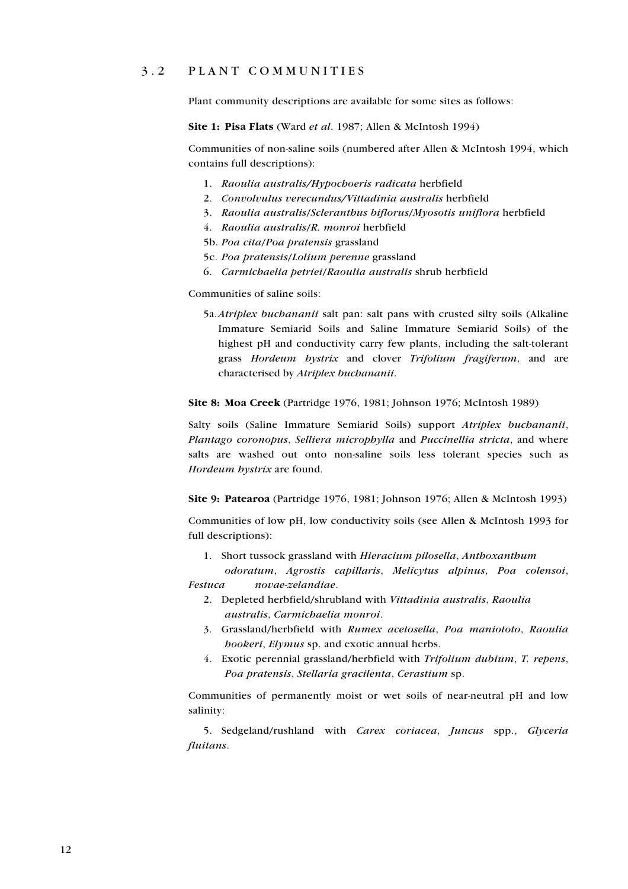## 3.2 PLANT COMMUNITIES

Plant community descriptions are available for some sites as follows:

**Site 1: Pisa Flats** (Ward *et al*. 1987; Allen & McIntosh 1994)

Communities of non-saline soils (numbered after Allen & McIntosh 1994, which contains full descriptions):

1. *Raoulia australis/Hypochoeris radicata* herbfield
2. *Convolvulus verecundus/Vittadinia australis* herbfield
3. *Raoulia australis/Scleranthus biflorus/Myosotis uniflora* herbfield
4. *Raoulia australis/R. monroi* herbfield

5b. *Poa cita/Poa pratensis* grassland

5c. *Poa pratensis/Lolium perenne* grassland

6. *Carmichaelia petriei/Raoulia australis* shrub herbfield

Communities of saline soils:

5a. *Atriplex buchananii* salt pan: salt pans with crusted silty soils (Alkaline Immature Semiarid Soils and Saline Immature Semiarid Soils) of the highest pH and conductivity carry few plants, including the salt-tolerant grass *Hordeum hystrix* and clover *Trifolium fragiferum*, and are characterised by *Atriplex buchananii*.

**Site 8: Moa Creek** (Partridge 1976, 1981; Johnson 1976; McIntosh 1989)

Salty soils (Saline Immature Semiarid Soils) support *Atriplex buchananii*, *Plantago coronopus*, *Selliera microphylla* and *Puccinellia stricta*, and where salts are washed out onto non-saline soils less tolerant species such as *Hordeum hystrix* are found.

**Site 9: Patearoa** (Partridge 1976, 1981; Johnson 1976; Allen & McIntosh 1993)

Communities of low pH, low conductivity soils (see Allen & McIntosh 1993 for full descriptions):

1. Short tussock grassland with *Hieracium pilosella*, *Anthoxanthum odoratum*, *Agrostis capillaris*, *Melicytus alpinus*, *Poa colensoi*, *Festuca novae-zelandiae*.
2. Depleted herbfield/shrubland with *Vittadinia australis*, *Raoulia australis*, *Carmichaelia monroi*.
3. Grassland/herbfield with *Rumex acetosella*, *Poa maniototo*, *Raoulia hookeri*, *Elymus* sp. and exotic annual herbs.
4. Exotic perennial grassland/herbfield with *Trifolium dubium*, *T. repens*, *Poa pratensis*, *Stellaria gracilenta*, *Cerastium* sp.

Communities of permanently moist or wet soils of near-neutral pH and low salinity:

5. Sedgeland/rushland with *Carex coriacea*, *Juncus* spp., *Glyceria fluitans*.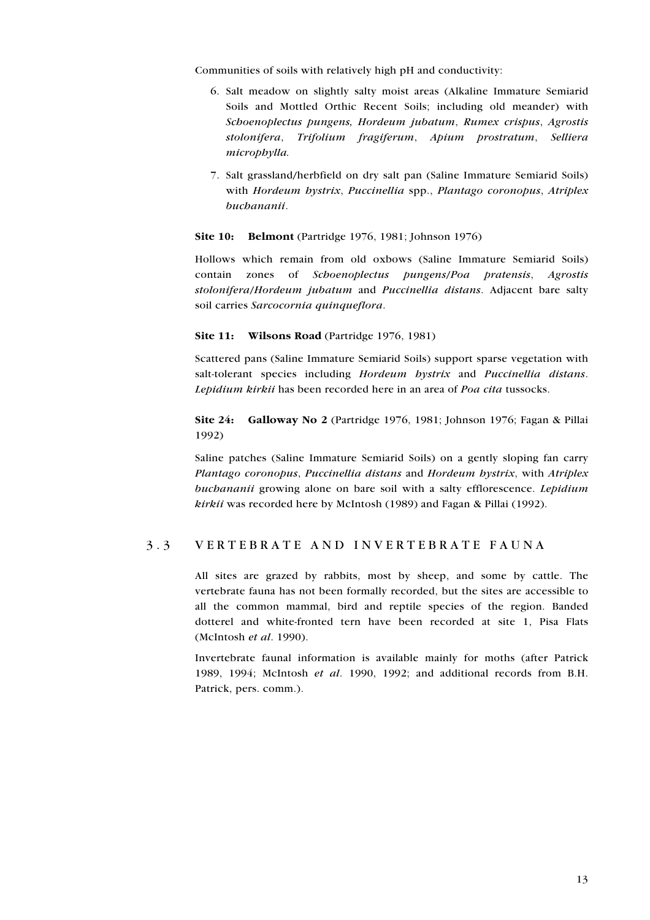Communities of soils with relatively high pH and conductivity:

6. Salt meadow on slightly salty moist areas (Alkaline Immature Semiarid Soils and Mottled Orthic Recent Soils; including old meander) with *Schoenoplectus pungens, Hordeum jubatum*, *Rumex crispus*, *Agrostis stolonifera*, *Trifolium fragiferum*, *Apium prostratum*, *Selliera microphylla.*

7. Salt grassland/herbfield on dry salt pan (Saline Immature Semiarid Soils) with *Hordeum hystrix*, *Puccinellia* spp., *Plantago coronopus*, *Atriplex buchananii*.

**Site 10: Belmont** (Partridge 1976, 1981; Johnson 1976)

Hollows which remain from old oxbows (Saline Immature Semiarid Soils) contain zones of *Schoenoplectus pungens*/*Poa pratensis*, *Agrostis stolonifera*/*Hordeum jubatum* and *Puccinellia distans*. Adjacent bare salty soil carries *Sarcocornia quinqueflora*.

**Site 11: Wilsons Road** (Partridge 1976, 1981)

Scattered pans (Saline Immature Semiarid Soils) support sparse vegetation with salt-tolerant species including *Hordeum hystrix* and *Puccinellia distans*. *Lepidium kirkii* has been recorded here in an area of *Poa cita* tussocks.

**Site 24: Galloway No 2** (Partridge 1976, 1981; Johnson 1976; Fagan & Pillai 1992)

Saline patches (Saline Immature Semiarid Soils) on a gently sloping fan carry *Plantago coronopus*, *Puccinellia distans* and *Hordeum hystrix*, with *Atriplex buchananii* growing alone on bare soil with a salty efflorescence. *Lepidium kirkii* was recorded here by McIntosh (1989) and Fagan & Pillai (1992).

## 3.3 VERTEBRATE AND INVERTEBRATE FAUNA

All sites are grazed by rabbits, most by sheep, and some by cattle. The vertebrate fauna has not been formally recorded, but the sites are accessible to all the common mammal, bird and reptile species of the region. Banded dotterel and white-fronted tern have been recorded at site 1, Pisa Flats (McIntosh *et al*. 1990).

Invertebrate faunal information is available mainly for moths (after Patrick 1989, 1994; McIntosh *et al*. 1990, 1992; and additional records from B.H. Patrick, pers. comm.).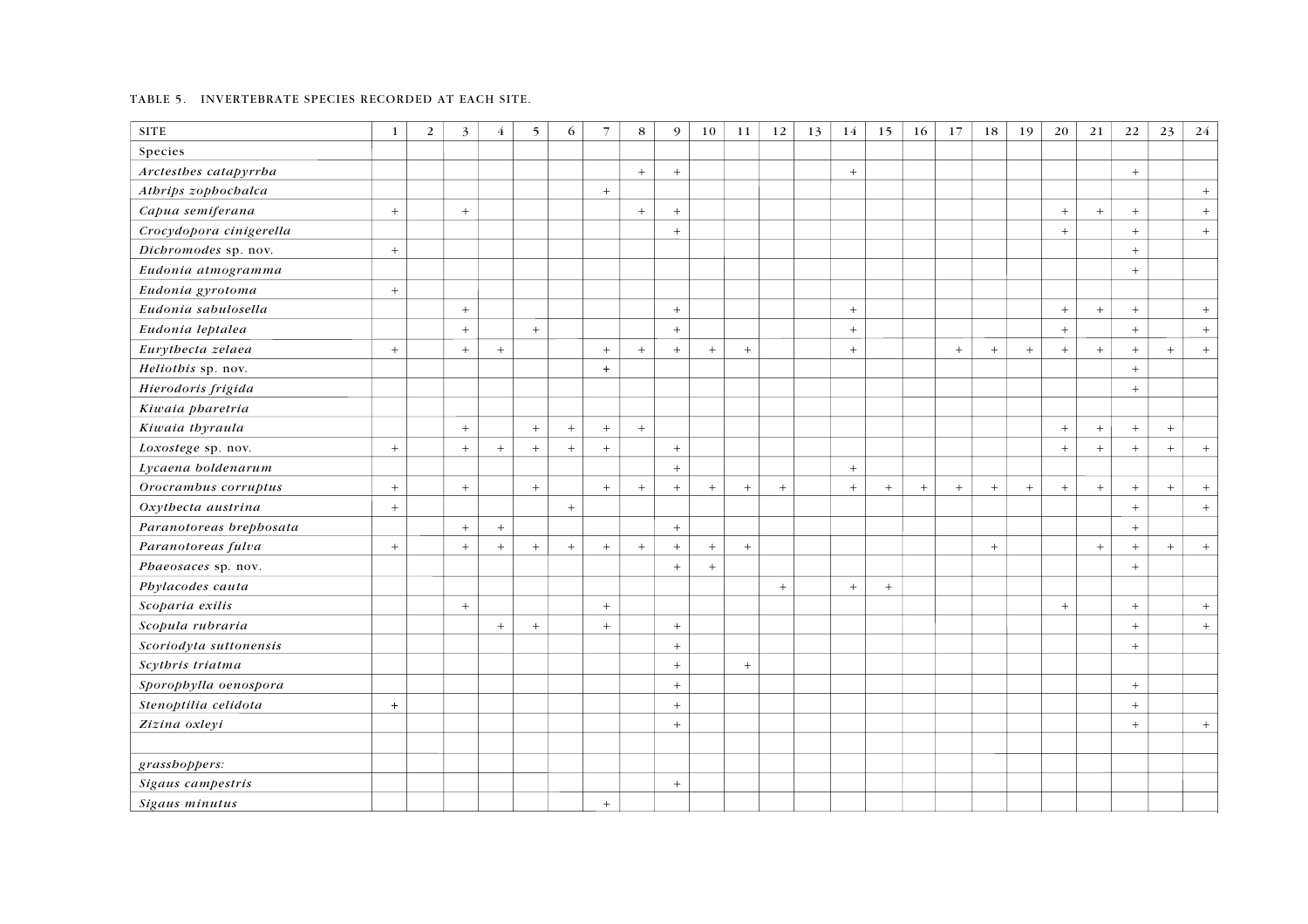TABLE 5. INVERTEBRATE SPECIES RECORDED AT EACH SITE.

| SITE | 1 | 2 | 3 | 4 | 5 | 6 | 7 | 8 | 9 | 10 | 11 | 12 | 13 | 14 | 15 | 16 | 17 | 18 | 19 | 20 | 21 | 22 | 23 | 24 |
|---|---|---|---|---|---|---|---|---|---|---|---|---|---|---|---|---|---|---|---|---|---|---|---|---|
| Species | | | | | | | | | | | | | | | | | | | | | | | | |
| *Arctesthes catapyrrha* | | | | | | | | + | + | | | | | + | | | | | | | | + | | |
| *Athrips zophochalca* | | | | | | | + | | | | | | | | | | | | | | | | | + |
| *Capua semiferana* | + | | + | | | | | + | + | | | | | | | | | | | + | + | + | | + |
| *Crocydopora cinigerella* | | | | | | | | | + | | | | | | | | | | | + | | + | | + |
| *Dichromodes* sp. nov. | + | | | | | | | | | | | | | | | | | | | | | + | | |
| *Eudonia atmogramma* | | | | | | | | | | | | | | | | | | | | | | + | | |
| *Eudonia gyrotoma* | + | | | | | | | | | | | | | | | | | | | | | | | |
| *Eudonia sabulosella* | | | + | | | | | | + | | | | | + | | | | | | + | + | + | | + |
| *Eudonia leptalea* | | | + | | + | | | | + | | | | | + | | | | | | + | | + | | + |
| *Eurythecta zelaea* | + | | + | + | | | + | + | + | + | + | | | + | | | + | + | + | + | + | + | + | + |
| *Heliothis* sp. nov. | | | | | | | + | | | | | | | | | | | | | | | + | | |
| *Hierodoris frigida* | | | | | | | | | | | | | | | | | | | | | | + | | |
| *Kiwaia pharetria* | | | | | | | | | | | | | | | | | | | | | | | | |
| *Kiwaia thyraula* | | | + | | + | + | + | + | | | | | | | | | | | | + | + | + | + | |
| *Loxostege* sp. nov. | + | | + | + | + | + | + | | + | | | | | | | | | | | + | + | + | + | + |
| *Lycaena boldenarum* | | | | | | | | | + | | | | | + | | | | | | | | | | |
| *Orocrambus corruptus* | + | | + | | + | | + | + | + | + | + | + | | + | + | + | + | + | + | + | + | + | + | + |
| *Oxythecta austrina* | + | | | | | + | | | | | | | | | | | | | | | | + | | + |
| *Paranotoreas brephosata* | | | + | + | | | | | + | | | | | | | | | | | | | + | | |
| *Paranotoreas fulva* | + | | + | + | + | + | + | + | + | + | + | | | | | | | + | | | + | + | + | + |
| *Phaeosaces* sp. nov. | | | | | | | | | + | + | | | | | | | | | | | | + | | |
| *Phylacodes cauta* | | | | | | | | | | | | + | | + | + | | | | | | | | | |
| *Scoparia exilis* | | | + | | | | + | | | | | | | | | | | | | + | | + | | + |
| *Scopula rubraria* | | | | + | + | | + | | + | | | | | | | | | | | | | + | | + |
| *Scoriodyta suttonensis* | | | | | | | | | + | | | | | | | | | | | | | + | | |
| *Scythris triatma* | | | | | | | | | + | | + | | | | | | | | | | | | | |
| *Sporophylla oenospora* | | | | | | | | | + | | | | | | | | | | | | | + | | |
| *Stenoptilia celidota* | + | | | | | | | | + | | | | | | | | | | | | | + | | |
| *Zizina oxleyi* | | | | | | | | | + | | | | | | | | | | | | | + | | + |
| | | | | | | | | | | | | | | | | | | | | | | | | |
| *grasshoppers:* | | | | | | | | | | | | | | | | | | | | | | | | |
| *Sigaus campestris* | | | | | | | | | + | | | | | | | | | | | | | | | |
| *Sigaus minutus* | | | | | | | + | | | | | | | | | | | | | | | | | |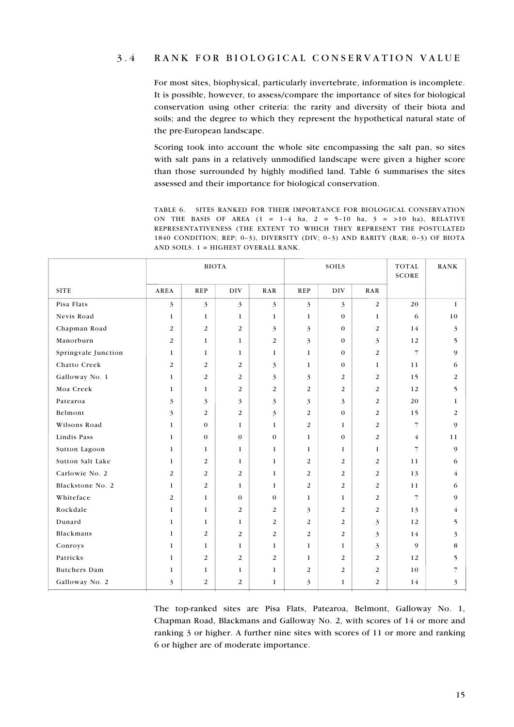## 3.4 RANK FOR BIOLOGICAL CONSERVATION VALUE

For most sites, biophysical, particularly invertebrate, information is incomplete. It is possible, however, to assess/compare the importance of sites for biological conservation using other criteria: the rarity and diversity of their biota and soils; and the degree to which they represent the hypothetical natural state of the pre-European landscape.

Scoring took into account the whole site encompassing the salt pan, so sites with salt pans in a relatively unmodified landscape were given a higher score than those surrounded by highly modified land. Table 6 summarises the sites assessed and their importance for biological conservation.

TABLE 6. SITES RANKED FOR THEIR IMPORTANCE FOR BIOLOGICAL CONSERVATION ON THE BASIS OF AREA (1 = 1–4 ha, 2 = 5–10 ha, 3 = >10 ha), RELATIVE REPRESENTATIVENESS (THE EXTENT TO WHICH THEY REPRESENT THE POSTULATED 1840 CONDITION; REP; 0–3), DIVERSITY (DIV; 0–3) AND RARITY (RAR; 0–3) OF BIOTA AND SOILS. 1 = HIGHEST OVERALL RANK.

| | BIOTA | | | | SOILS | | | TOTAL SCORE | RANK |
|---|---|---|---|---|---|---|---|---|---|
| SITE | AREA | REP | DIV | RAR | REP | DIV | RAR | | |
| Pisa Flats | 3 | 3 | 3 | 3 | 3 | 3 | 2 | 20 | 1 |
| Nevis Road | 1 | 1 | 1 | 1 | 1 | 0 | 1 | 6 | 10 |
| Chapman Road | 2 | 2 | 2 | 3 | 3 | 0 | 2 | 14 | 3 |
| Manorburn | 2 | 1 | 1 | 2 | 3 | 0 | 3 | 12 | 5 |
| Springvale Junction | 1 | 1 | 1 | 1 | 1 | 0 | 2 | 7 | 9 |
| Chatto Creek | 2 | 2 | 2 | 3 | 1 | 0 | 1 | 11 | 6 |
| Galloway No. 1 | 1 | 2 | 2 | 3 | 3 | 2 | 2 | 15 | 2 |
| Moa Creek | 1 | 1 | 2 | 2 | 2 | 2 | 2 | 12 | 5 |
| Patearoa | 3 | 3 | 3 | 3 | 3 | 3 | 2 | 20 | 1 |
| Belmont | 3 | 2 | 2 | 3 | 2 | 0 | 2 | 15 | 2 |
| Wilsons Road | 1 | 0 | 1 | 1 | 2 | 1 | 2 | 7 | 9 |
| Lindis Pass | 1 | 0 | 0 | 0 | 1 | 0 | 2 | 4 | 11 |
| Sutton Lagoon | 1 | 1 | 1 | 1 | 1 | 1 | 1 | 7 | 9 |
| Sutton Salt Lake | 1 | 2 | 1 | 1 | 2 | 2 | 2 | 11 | 6 |
| Carlowie No. 2 | 2 | 2 | 2 | 1 | 2 | 2 | 2 | 13 | 4 |
| Blackstone No. 2 | 1 | 2 | 1 | 1 | 2 | 2 | 2 | 11 | 6 |
| Whiteface | 2 | 1 | 0 | 0 | 1 | 1 | 2 | 7 | 9 |
| Rockdale | 1 | 1 | 2 | 2 | 3 | 2 | 2 | 13 | 4 |
| Dunard | 1 | 1 | 1 | 2 | 2 | 2 | 3 | 12 | 5 |
| Blackmans | 1 | 2 | 2 | 2 | 2 | 2 | 3 | 14 | 3 |
| Conroys | 1 | 1 | 1 | 1 | 1 | 1 | 3 | 9 | 8 |
| Patricks | 1 | 2 | 2 | 2 | 1 | 2 | 2 | 12 | 5 |
| Butchers Dam | 1 | 1 | 1 | 1 | 2 | 2 | 2 | 10 | 7 |
| Galloway No. 2 | 3 | 2 | 2 | 1 | 3 | 1 | 2 | 14 | 3 |

The top-ranked sites are Pisa Flats, Patearoa, Belmont, Galloway No. 1, Chapman Road, Blackmans and Galloway No. 2, with scores of 14 or more and ranking 3 or higher. A further nine sites with scores of 11 or more and ranking 6 or higher are of moderate importance.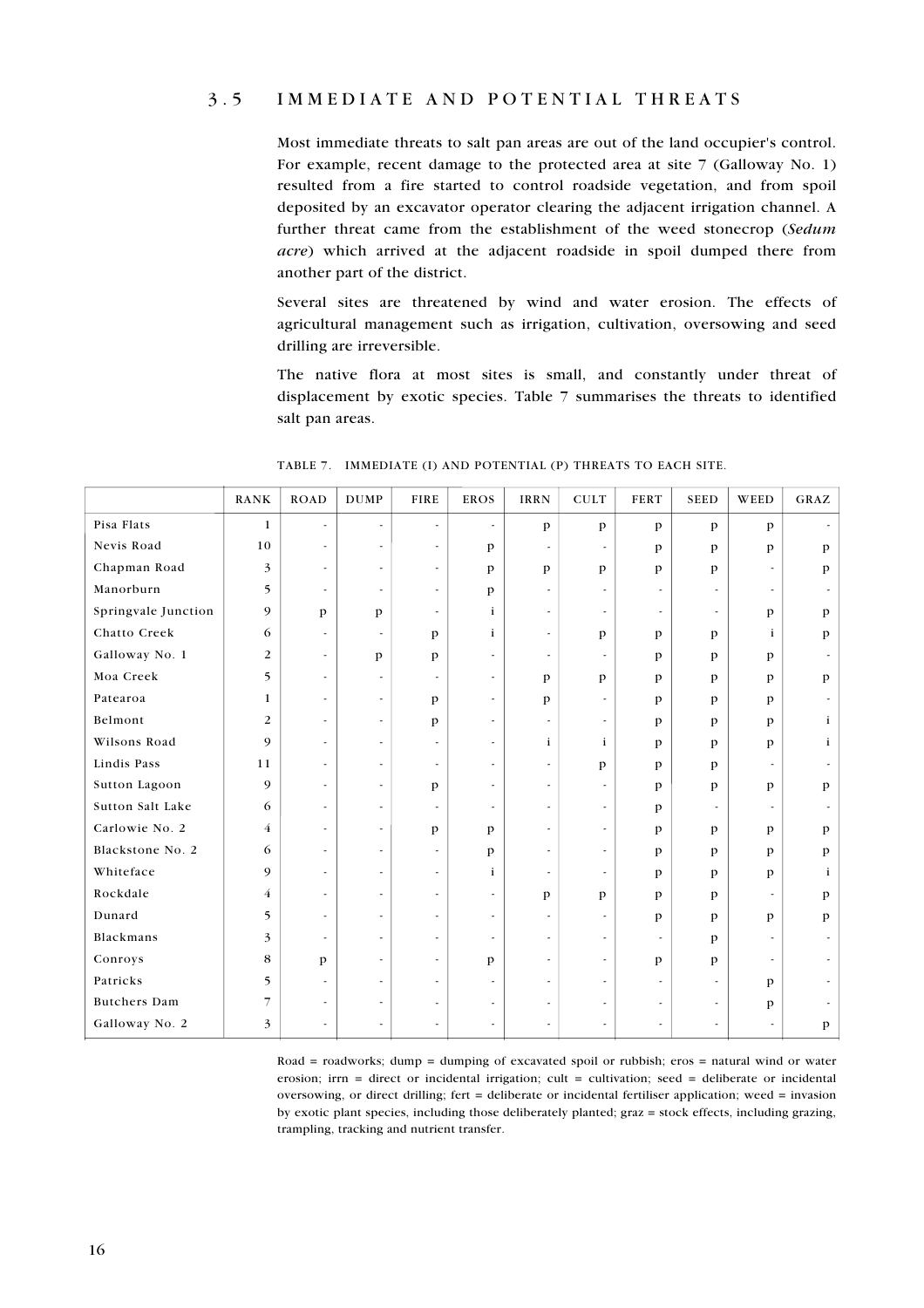## 3.5 IMMEDIATE AND POTENTIAL THREATS

Most immediate threats to salt pan areas are out of the land occupier's control. For example, recent damage to the protected area at site 7 (Galloway No. 1) resulted from a fire started to control roadside vegetation, and from spoil deposited by an excavator operator clearing the adjacent irrigation channel. A further threat came from the establishment of the weed stonecrop (*Sedum acre*) which arrived at the adjacent roadside in spoil dumped there from another part of the district.

Several sites are threatened by wind and water erosion. The effects of agricultural management such as irrigation, cultivation, oversowing and seed drilling are irreversible.

The native flora at most sites is small, and constantly under threat of displacement by exotic species. Table 7 summarises the threats to identified salt pan areas.

TABLE 7. IMMEDIATE (I) AND POTENTIAL (P) THREATS TO EACH SITE.

| | RANK | ROAD | DUMP | FIRE | EROS | IRRN | CULT | FERT | SEED | WEED | GRAZ |
|---|---|---|---|---|---|---|---|---|---|---|---|
| Pisa Flats | 1 | - | - | - | - | p | p | p | p | p | - |
| Nevis Road | 10 | - | - | - | p | - | - | p | p | p | p |
| Chapman Road | 3 | - | - | - | p | p | p | p | p | - | p |
| Manorburn | 5 | - | - | - | p | - | - | - | - | - | - |
| Springvale Junction | 9 | p | p | - | i | - | - | - | - | p | p |
| Chatto Creek | 6 | - | - | p | i | - | p | p | p | i | p |
| Galloway No. 1 | 2 | - | p | p | - | - | - | p | p | p | - |
| Moa Creek | 5 | - | - | - | - | p | p | p | p | p | p |
| Patearoa | 1 | - | - | p | - | p | - | p | p | p | - |
| Belmont | 2 | - | - | p | - | - | - | p | p | p | i |
| Wilsons Road | 9 | - | - | - | - | i | i | p | p | p | i |
| Lindis Pass | 11 | - | - | - | - | - | p | p | p | - | - |
| Sutton Lagoon | 9 | - | - | p | - | - | - | p | p | p | p |
| Sutton Salt Lake | 6 | - | - | - | - | - | - | p | - | - | - |
| Carlowie No. 2 | 4 | - | - | p | p | - | - | p | p | p | p |
| Blackstone No. 2 | 6 | - | - | - | p | - | - | p | p | p | p |
| Whiteface | 9 | - | - | - | i | - | - | p | p | p | i |
| Rockdale | 4 | - | - | - | - | p | p | p | p | - | p |
| Dunard | 5 | - | - | - | - | - | - | p | p | p | p |
| Blackmans | 3 | - | - | - | - | - | - | - | p | - | - |
| Conroys | 8 | p | - | - | p | - | - | p | p | - | - |
| Patricks | 5 | - | - | - | - | - | - | - | - | p | - |
| Butchers Dam | 7 | - | - | - | - | - | - | - | - | p | - |
| Galloway No. 2 | 3 | - | - | - | - | - | - | - | - | - | p |

Road = roadworks; dump = dumping of excavated spoil or rubbish; eros = natural wind or water erosion; irrn = direct or incidental irrigation; cult = cultivation; seed = deliberate or incidental oversowing, or direct drilling; fert = deliberate or incidental fertiliser application; weed = invasion by exotic plant species, including those deliberately planted; graz = stock effects, including grazing, trampling, tracking and nutrient transfer.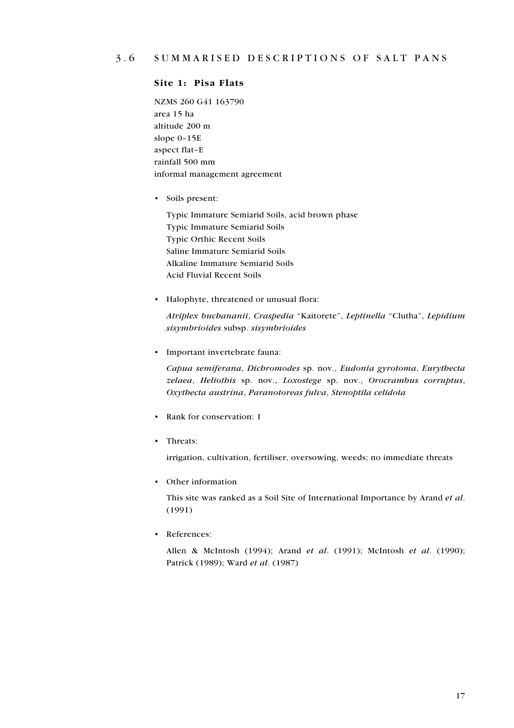## 3.6 SUMMARISED DESCRIPTIONS OF SALT PANS

### Site 1: Pisa Flats

NZMS 260 G41 163790
area 15 ha
altitude 200 m
slope 0–15E
aspect flat–E
rainfall 500 mm
informal management agreement

- Soils present:

  Typic Immature Semiarid Soils, acid brown phase
  Typic Immature Semiarid Soils
  Typic Orthic Recent Soils
  Saline Immature Semiarid Soils
  Alkaline Immature Semiarid Soils
  Acid Fluvial Recent Soils

- Halophyte, threatened or unusual flora:

  *Atriplex buchananii*, *Craspedia* "Kaitorete", *Leptinella* "Clutha", *Lepidium sisymbrioides* subsp. *sisymbrioides*

- Important invertebrate fauna:

  *Capua semiferana*, *Dichromodes* sp. nov., *Eudonia gyrotoma*, *Eurythecta zelaea*, *Heliothis* sp. nov., *Loxostege* sp. nov., *Orocrambus corruptus*, *Oxythecta austrina*, *Paranotoreas fulva*, *Stenoptila celidota*

- Rank for conservation: 1

- Threats:

  irrigation, cultivation, fertiliser, oversowing, weeds; no immediate threats

- Other information

  This site was ranked as a Soil Site of International Importance by Arand *et al*. (1991)

- References:

  Allen & McIntosh (1994); Arand *et al*. (1991); McIntosh *et al*. (1990); Patrick (1989); Ward *et al*. (1987)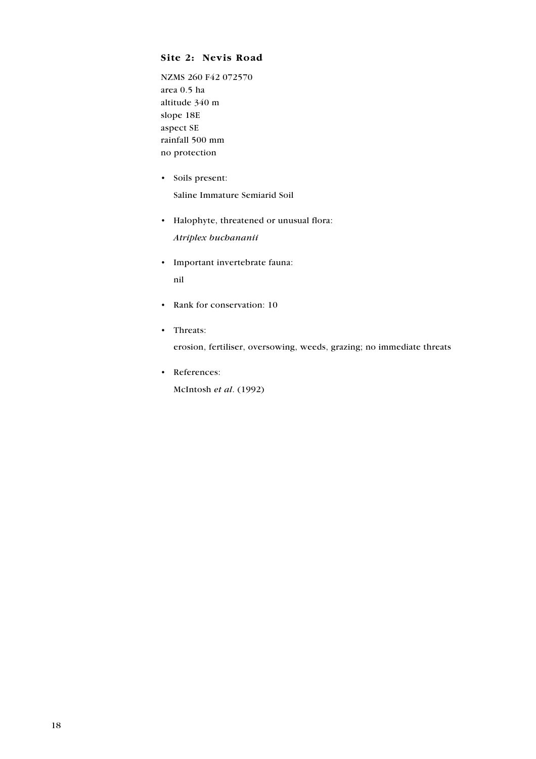### Site 2: Nevis Road

NZMS 260 F42 072570
area 0.5 ha
altitude 340 m
slope 18E
aspect SE
rainfall 500 mm
no protection

- Soils present:

  Saline Immature Semiarid Soil

- Halophyte, threatened or unusual flora:

  *Atriplex buchananii*

- Important invertebrate fauna:

  nil

- Rank for conservation: 10

- Threats:

  erosion, fertiliser, oversowing, weeds, grazing; no immediate threats

- References:

  McIntosh *et al*. (1992)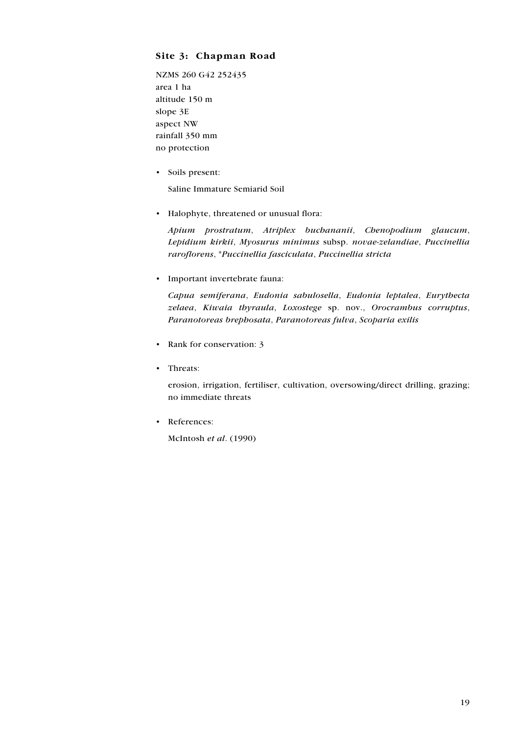### Site 3: Chapman Road

NZMS 260 G42 252435
area 1 ha
altitude 150 m
slope 3E
aspect NW
rainfall 350 mm
no protection

- Soils present:

  Saline Immature Semiarid Soil

- Halophyte, threatened or unusual flora:

  *Apium prostratum*, *Atriplex buchananii*, *Chenopodium glaucum*, *Lepidium kirkii*, *Myosurus minimus* subsp. *novae-zelandiae*, *Puccinellia raroflorens*, **Puccinellia fasciculata*, *Puccinellia stricta*

- Important invertebrate fauna:

  *Capua semiferana*, *Eudonia sabulosella*, *Eudonia leptalea*, *Eurythecta zelaea*, *Kiwaia thyraula*, *Loxostege* sp. nov., *Orocrambus corruptus*, *Paranotoreas brephosata*, *Paranotoreas fulva*, *Scoparia exilis*

- Rank for conservation: 3

- Threats:

  erosion, irrigation, fertiliser, cultivation, oversowing/direct drilling, grazing; no immediate threats

- References:

  McIntosh *et al*. (1990)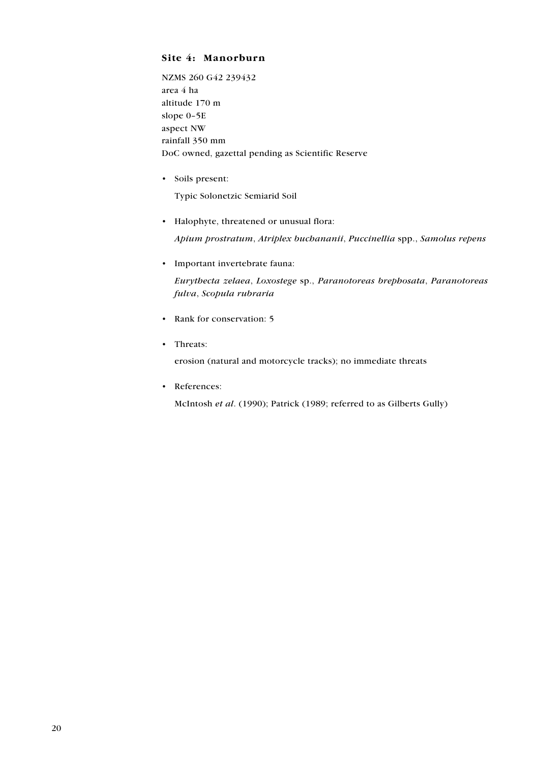### Site 4: Manorburn

NZMS 260 G42 239432
area 4 ha
altitude 170 m
slope 0–5E
aspect NW
rainfall 350 mm
DoC owned, gazettal pending as Scientific Reserve

- Soils present:

  Typic Solonetzic Semiarid Soil

- Halophyte, threatened or unusual flora:

  *Apium prostratum*, *Atriplex buchananii*, *Puccinellia* spp., *Samolus repens*

- Important invertebrate fauna:

  *Eurythecta zelaea*, *Loxostege* sp., *Paranotoreas brephosata*, *Paranotoreas fulva*, *Scopula rubraria*

- Rank for conservation: 5

- Threats:

  erosion (natural and motorcycle tracks); no immediate threats

- References:

  McIntosh *et al*. (1990); Patrick (1989; referred to as Gilberts Gully)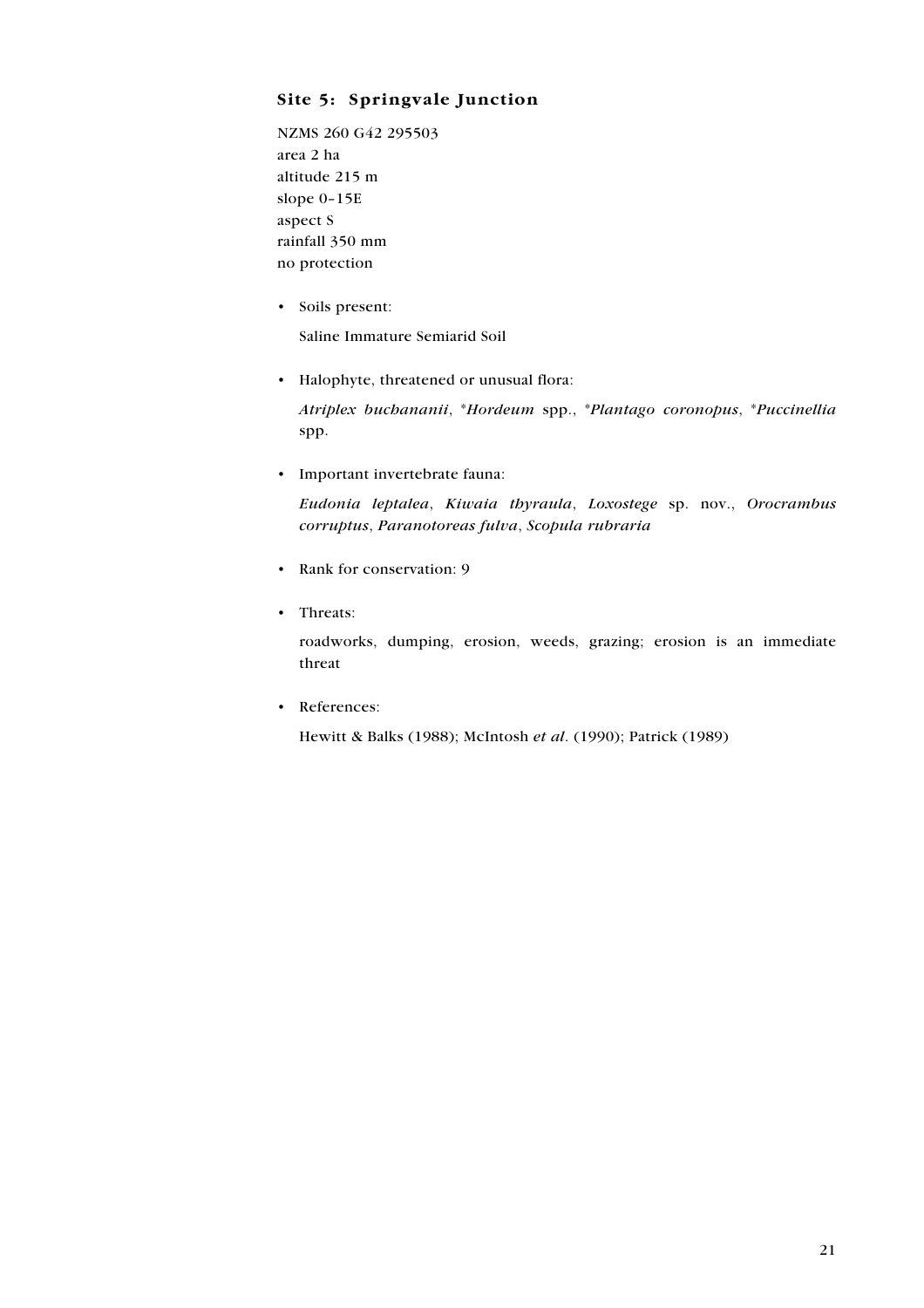### Site 5: Springvale Junction

NZMS 260 G42 295503
area 2 ha
altitude 215 m
slope 0–15E
aspect S
rainfall 350 mm
no protection

- Soils present:

  Saline Immature Semiarid Soil

- Halophyte, threatened or unusual flora:

  *Atriplex buchananii*, **Hordeum* spp., **Plantago coronopus*, **Puccinellia* spp.

- Important invertebrate fauna:

  *Eudonia leptalea*, *Kiwaia thyraula*, *Loxostege* sp. nov., *Orocrambus corruptus*, *Paranotoreas fulva*, *Scopula rubraria*

- Rank for conservation: 9

- Threats:

  roadworks, dumping, erosion, weeds, grazing; erosion is an immediate threat

- References:

  Hewitt & Balks (1988); McIntosh *et al*. (1990); Patrick (1989)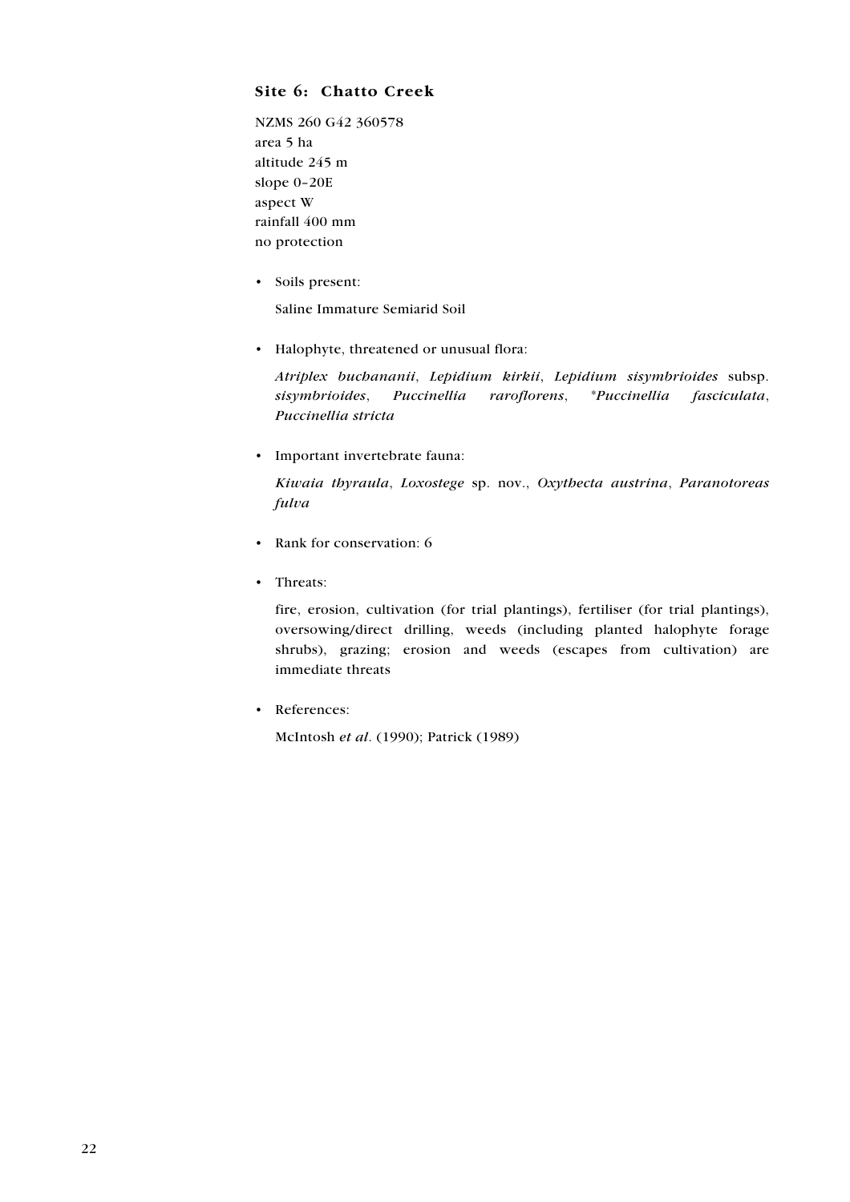### Site 6: Chatto Creek

NZMS 260 G42 360578
area 5 ha
altitude 245 m
slope 0–20E
aspect W
rainfall 400 mm
no protection

- Soils present:

  Saline Immature Semiarid Soil

- Halophyte, threatened or unusual flora:

  *Atriplex buchananii*, *Lepidium kirkii*, *Lepidium sisymbrioides* subsp. *sisymbrioides*, *Puccinellia raroflorens*, **Puccinellia fasciculata*, *Puccinellia stricta*

- Important invertebrate fauna:

  *Kiwaia thyraula*, *Loxostege* sp. nov., *Oxythecta austrina*, *Paranotoreas fulva*

- Rank for conservation: 6

- Threats:

  fire, erosion, cultivation (for trial plantings), fertiliser (for trial plantings), oversowing/direct drilling, weeds (including planted halophyte forage shrubs), grazing; erosion and weeds (escapes from cultivation) are immediate threats

- References:

  McIntosh *et al*. (1990); Patrick (1989)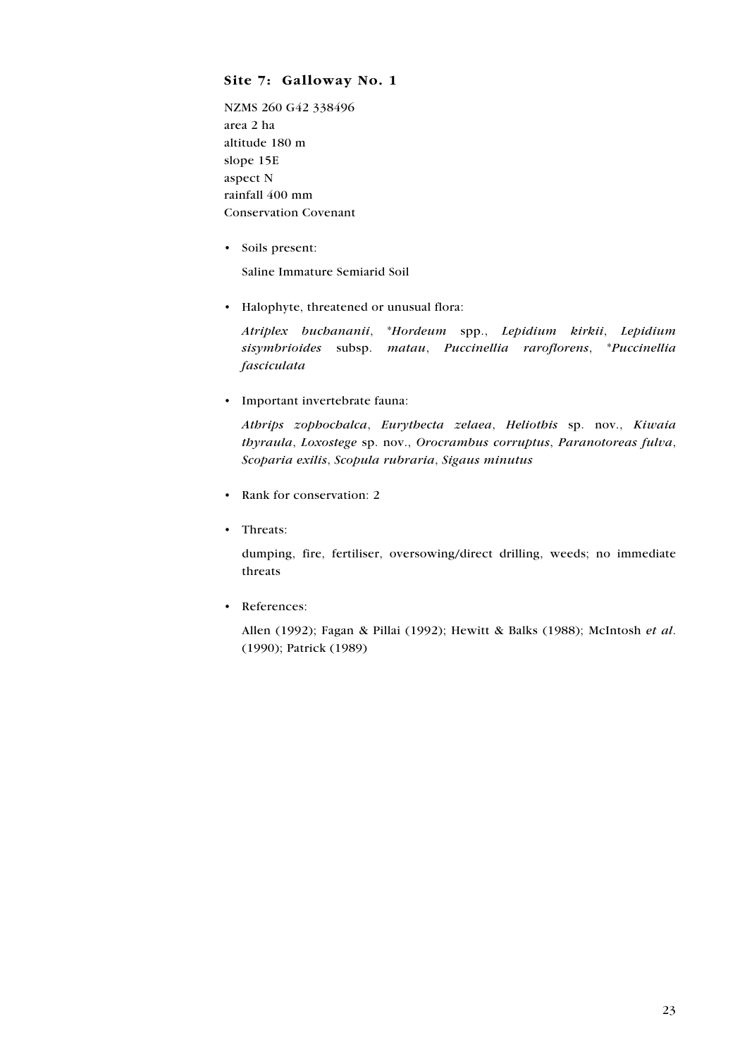### Site 7: Galloway No. 1

NZMS 260 G42 338496
area 2 ha
altitude 180 m
slope 15E
aspect N
rainfall 400 mm
Conservation Covenant

- Soils present:

  Saline Immature Semiarid Soil

- Halophyte, threatened or unusual flora:

  *Atriplex buchananii*, **Hordeum* spp., *Lepidium kirkii*, *Lepidium sisymbrioides* subsp. *matau*, *Puccinellia raroflorens*, **Puccinellia fasciculata*

- Important invertebrate fauna:

  *Athrips zophochalca*, *Eurythecta zelaea*, *Heliothis* sp. nov., *Kiwaia thyraula*, *Loxostege* sp. nov., *Orocrambus corruptus*, *Paranotoreas fulva*, *Scoparia exilis*, *Scopula rubraria*, *Sigaus minutus*

- Rank for conservation: 2

- Threats:

  dumping, fire, fertiliser, oversowing/direct drilling, weeds; no immediate threats

- References:

  Allen (1992); Fagan & Pillai (1992); Hewitt & Balks (1988); McIntosh *et al*. (1990); Patrick (1989)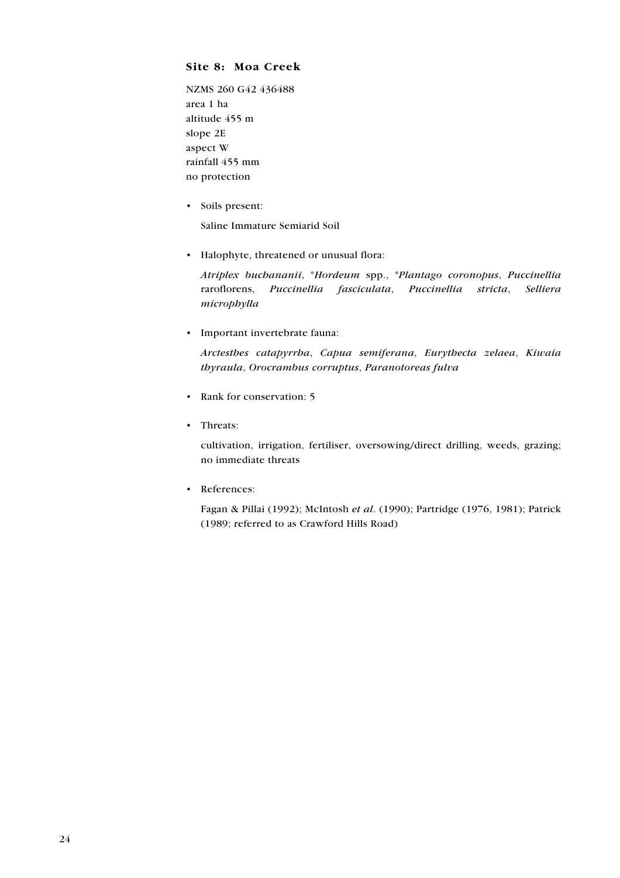### Site 8: Moa Creek

NZMS 260 G42 436488
area 1 ha
altitude 455 m
slope 2E
aspect W
rainfall 455 mm
no protection

- Soils present:

  Saline Immature Semiarid Soil

- Halophyte, threatened or unusual flora:

  *Atriplex buchananii*, **Hordeum* spp., **Plantago coronopus*, *Puccinellia* raroflorens, *Puccinellia fasciculata*, *Puccinellia stricta*, *Selliera microphylla*

- Important invertebrate fauna:

  *Arctesthes catapyrrha*, *Capua semiferana*, *Eurythecta zelaea*, *Kiwaia thyraula*, *Orocrambus corruptus*, *Paranotoreas fulva*

- Rank for conservation: 5

- Threats:

  cultivation, irrigation, fertiliser, oversowing/direct drilling, weeds, grazing; no immediate threats

- References:

  Fagan & Pillai (1992); McIntosh *et al*. (1990); Partridge (1976, 1981); Patrick (1989; referred to as Crawford Hills Road)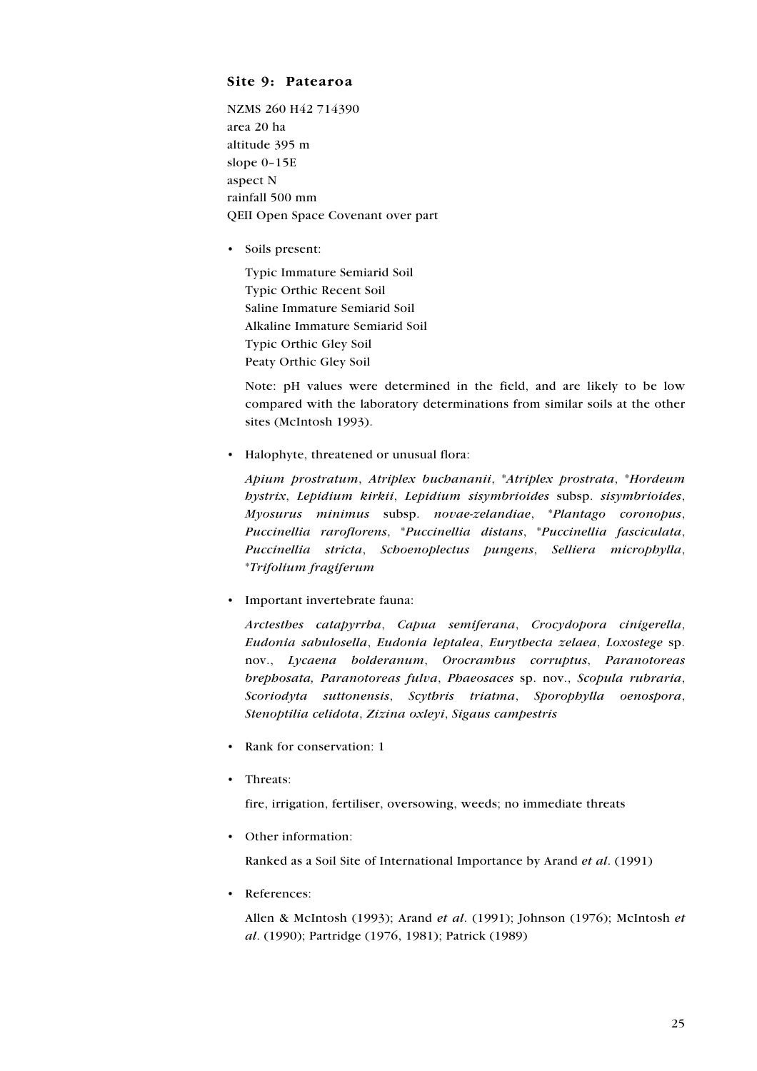### Site 9: Patearoa

NZMS 260 H42 714390
area 20 ha
altitude 395 m
slope 0–15E
aspect N
rainfall 500 mm
QEII Open Space Covenant over part

- Soils present:

  Typic Immature Semiarid Soil
  Typic Orthic Recent Soil
  Saline Immature Semiarid Soil
  Alkaline Immature Semiarid Soil
  Typic Orthic Gley Soil
  Peaty Orthic Gley Soil

  Note: pH values were determined in the field, and are likely to be low compared with the laboratory determinations from similar soils at the other sites (McIntosh 1993).

- Halophyte, threatened or unusual flora:

  *Apium prostratum*, *Atriplex buchananii*, **Atriplex prostrata*, **Hordeum hystrix*, *Lepidium kirkii*, *Lepidium sisymbrioides* subsp. *sisymbrioides*, *Myosurus minimus* subsp. *novae-zelandiae*, **Plantago coronopus*, *Puccinellia raroflorens*, **Puccinellia distans*, **Puccinellia fasciculata*, *Puccinellia stricta*, *Schoenoplectus pungens*, *Selliera microphylla*, **Trifolium fragiferum*

- Important invertebrate fauna:

  *Arctesthes catapyrrha*, *Capua semiferana*, *Crocydopora cinigerella*, *Eudonia sabulosella*, *Eudonia leptalea*, *Eurythecta zelaea*, *Loxostege* sp. nov., *Lycaena bolderanum*, *Orocrambus corruptus*, *Paranotoreas brephosata, Paranotoreas fulva*, *Phaeosaces* sp. nov., *Scopula rubraria*, *Scoriodyta suttonensis*, *Scythris triatma*, *Sporophylla oenospora*, *Stenoptilia celidota*, *Zizina oxleyi*, *Sigaus campestris*

- Rank for conservation: 1

- Threats:

  fire, irrigation, fertiliser, oversowing, weeds; no immediate threats

- Other information:

  Ranked as a Soil Site of International Importance by Arand *et al*. (1991)

- References:

  Allen & McIntosh (1993); Arand *et al*. (1991); Johnson (1976); McIntosh *et al*. (1990); Partridge (1976, 1981); Patrick (1989)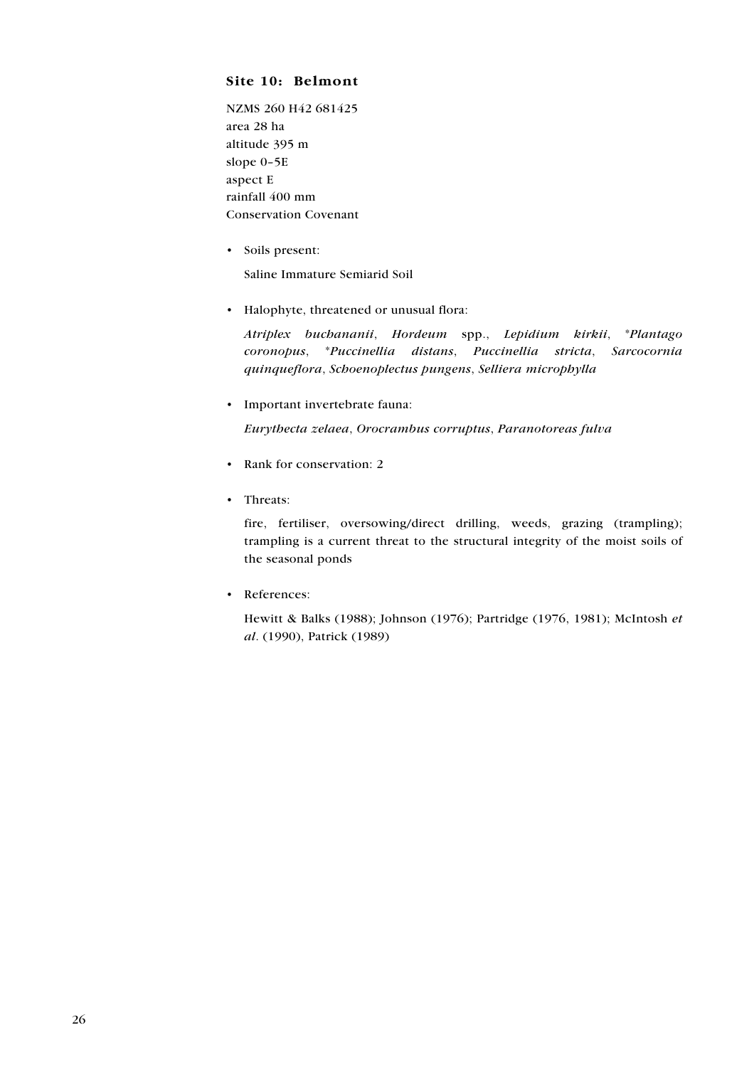### Site 10: Belmont

NZMS 260 H42 681425
area 28 ha
altitude 395 m
slope 0–5E
aspect E
rainfall 400 mm
Conservation Covenant

- Soils present:

  Saline Immature Semiarid Soil

- Halophyte, threatened or unusual flora:

  *Atriplex buchananii*, *Hordeum* spp., *Lepidium kirkii*, **Plantago coronopus*, **Puccinellia distans*, *Puccinellia stricta*, *Sarcocornia quinqueflora*, *Schoenoplectus pungens*, *Selliera microphylla*

- Important invertebrate fauna:

  *Eurythecta zelaea*, *Orocrambus corruptus*, *Paranotoreas fulva*

- Rank for conservation: 2

- Threats:

  fire, fertiliser, oversowing/direct drilling, weeds, grazing (trampling); trampling is a current threat to the structural integrity of the moist soils of the seasonal ponds

- References:

  Hewitt & Balks (1988); Johnson (1976); Partridge (1976, 1981); McIntosh *et al*. (1990), Patrick (1989)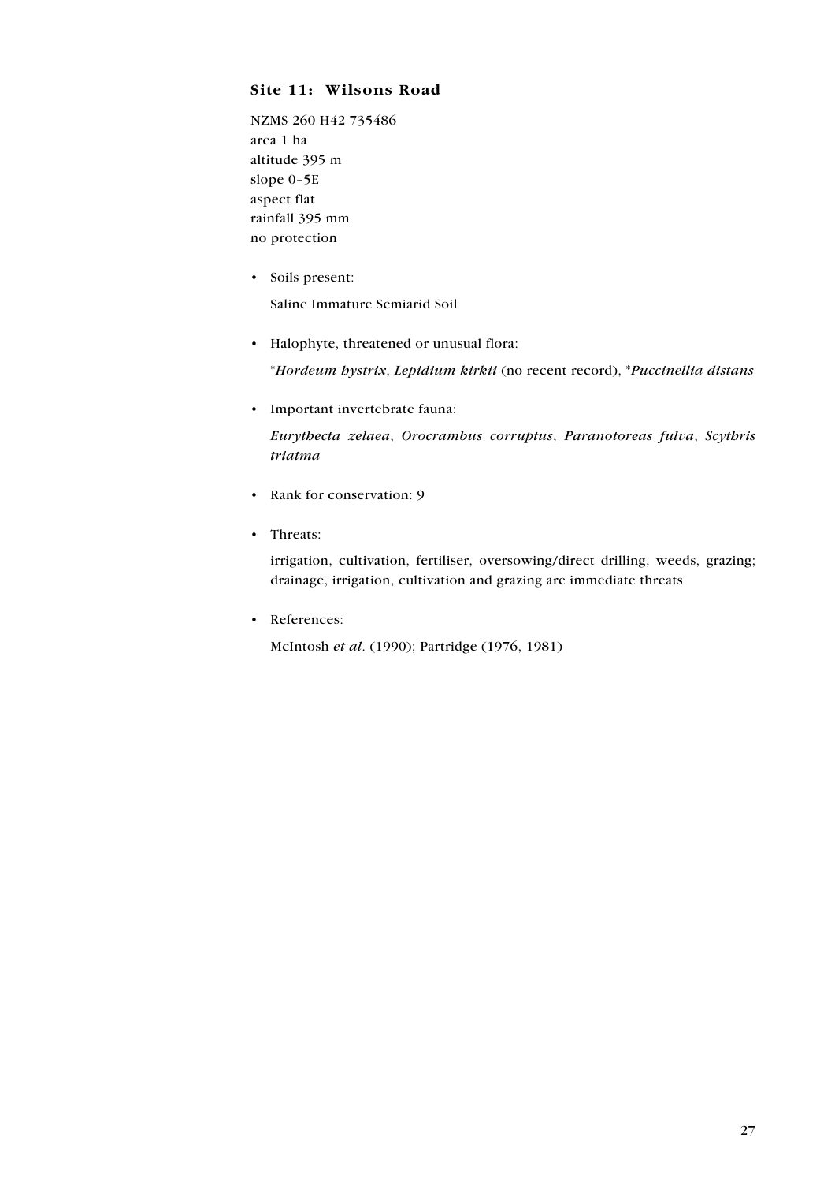### Site 11: Wilsons Road

NZMS 260 H42 735486
area 1 ha
altitude 395 m
slope 0–5E
aspect flat
rainfall 395 mm
no protection

- Soils present:

  Saline Immature Semiarid Soil

- Halophyte, threatened or unusual flora:

  **Hordeum hystrix*, *Lepidium kirkii* (no recent record), **Puccinellia distans*

- Important invertebrate fauna:

  *Eurythecta zelaea*, *Orocrambus corruptus*, *Paranotoreas fulva*, *Scythris triatma*

- Rank for conservation: 9

- Threats:

  irrigation, cultivation, fertiliser, oversowing/direct drilling, weeds, grazing; drainage, irrigation, cultivation and grazing are immediate threats

- References:

  McIntosh *et al*. (1990); Partridge (1976, 1981)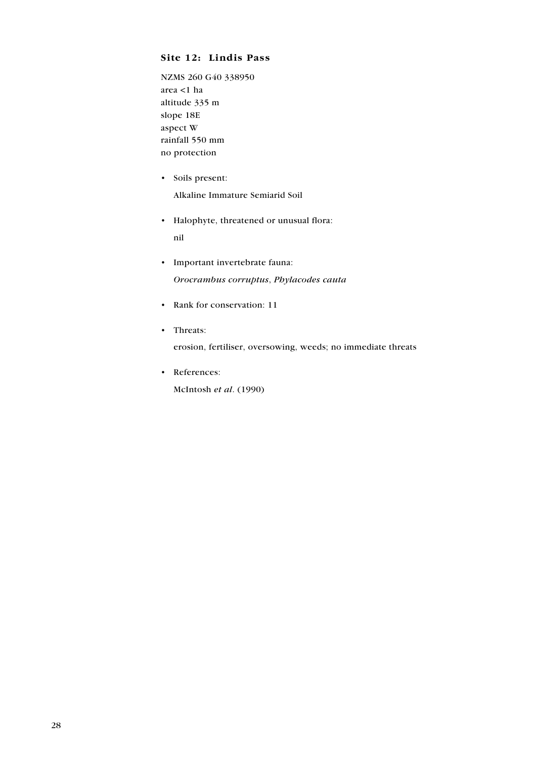### Site 12: Lindis Pass

NZMS 260 G40 338950
area <1 ha
altitude 335 m
slope 18E
aspect W
rainfall 550 mm
no protection

- Soils present:

  Alkaline Immature Semiarid Soil

- Halophyte, threatened or unusual flora:

  nil

- Important invertebrate fauna:

  *Orocrambus corruptus*, *Phylacodes cauta*

- Rank for conservation: 11

- Threats:

  erosion, fertiliser, oversowing, weeds; no immediate threats

- References:

  McIntosh *et al*. (1990)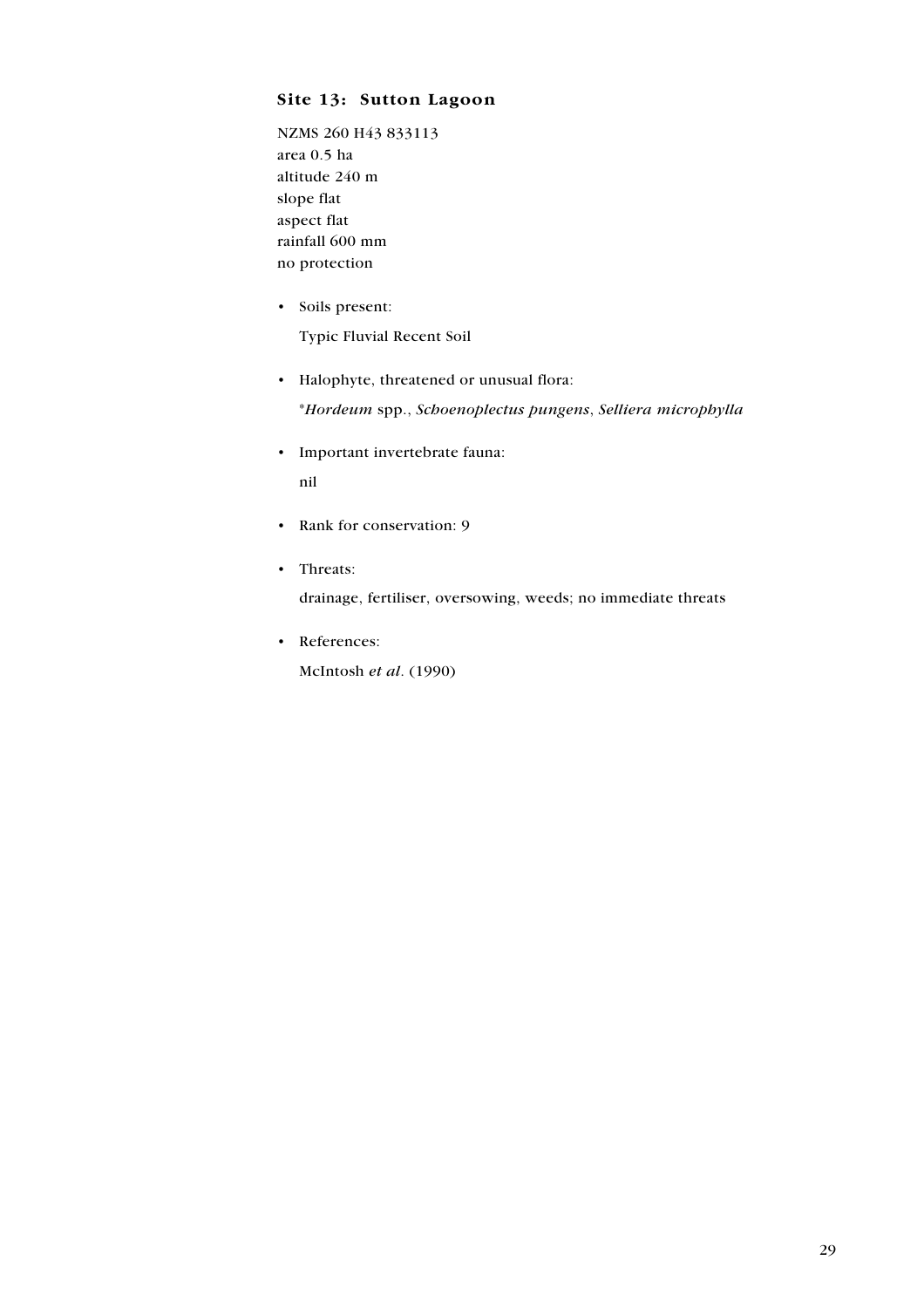### Site 13:  Sutton Lagoon

NZMS 260 H43 833113
area 0.5 ha
altitude 240 m
slope flat
aspect flat
rainfall 600 mm
no protection

- Soils present:

  Typic Fluvial Recent Soil

- Halophyte, threatened or unusual flora:

  **Hordeum* spp., *Schoenoplectus pungens*, *Selliera microphylla*

- Important invertebrate fauna:

  nil

- Rank for conservation: 9

- Threats:

  drainage, fertiliser, oversowing, weeds; no immediate threats

- References:

  McIntosh *et al*. (1990)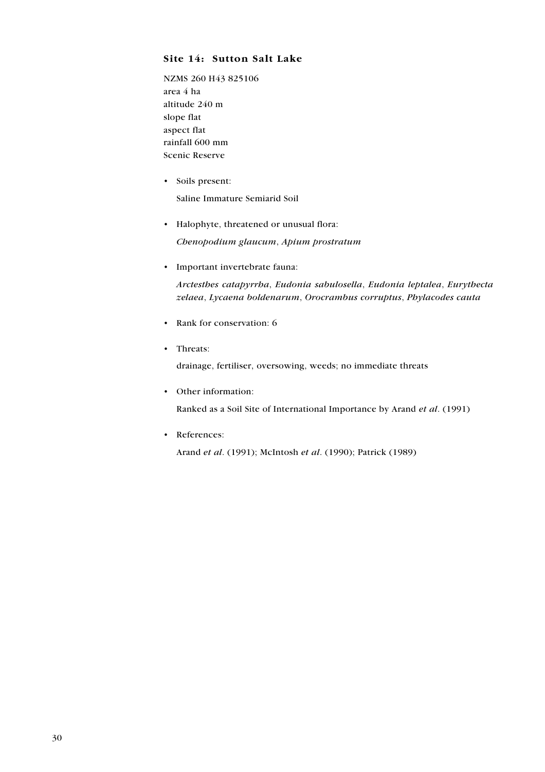### Site 14: Sutton Salt Lake

NZMS 260 H43 825106
area 4 ha
altitude 240 m
slope flat
aspect flat
rainfall 600 mm
Scenic Reserve

- Soils present:

  Saline Immature Semiarid Soil

- Halophyte, threatened or unusual flora:

  *Chenopodium glaucum*, *Apium prostratum*

- Important invertebrate fauna:

  *Arctesthes catapyrrha*, *Eudonia sabulosella*, *Eudonia leptalea*, *Eurythecta zelaea*, *Lycaena boldenarum*, *Orocrambus corruptus*, *Phylacodes cauta*

- Rank for conservation: 6

- Threats:

  drainage, fertiliser, oversowing, weeds; no immediate threats

- Other information:

  Ranked as a Soil Site of International Importance by Arand *et al*. (1991)

- References:

  Arand *et al*. (1991); McIntosh *et al*. (1990); Patrick (1989)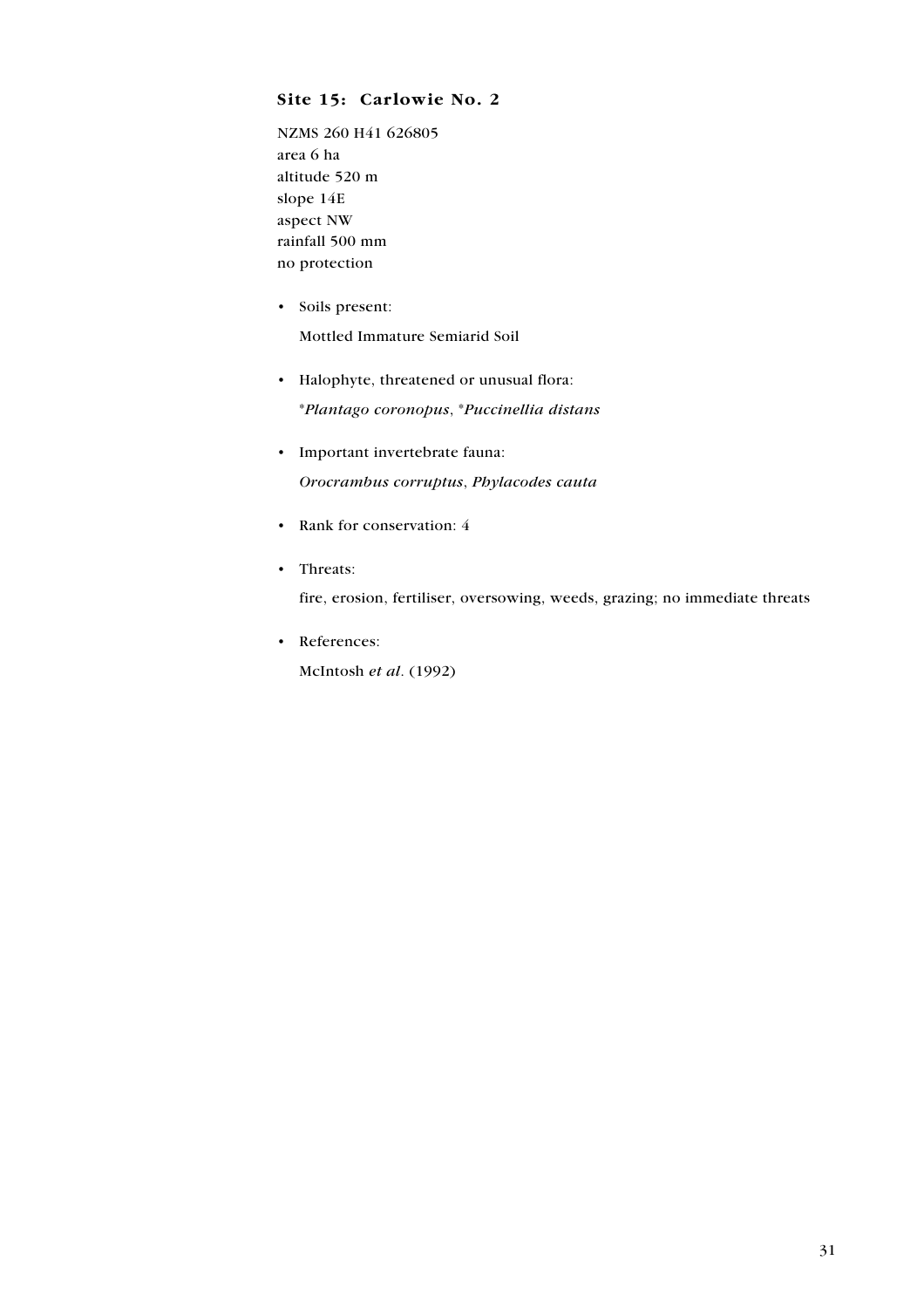### Site 15: Carlowie No. 2

NZMS 260 H41 626805
area 6 ha
altitude 520 m
slope 14E
aspect NW
rainfall 500 mm
no protection

- Soils present:

  Mottled Immature Semiarid Soil

- Halophyte, threatened or unusual flora:

  \**Plantago coronopus*, \**Puccinellia distans*

- Important invertebrate fauna:

  *Orocrambus corruptus*, *Phylacodes cauta*

- Rank for conservation: 4

- Threats:

  fire, erosion, fertiliser, oversowing, weeds, grazing; no immediate threats

- References:

  McIntosh *et al*. (1992)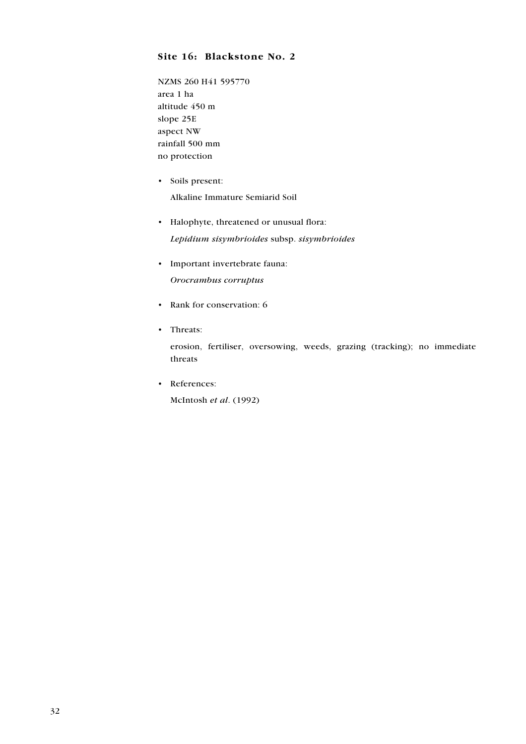### Site 16: Blackstone No. 2

NZMS 260 H41 595770
area 1 ha
altitude 450 m
slope 25E
aspect NW
rainfall 500 mm
no protection

- Soils present:

  Alkaline Immature Semiarid Soil

- Halophyte, threatened or unusual flora:

  *Lepidium sisymbrioides* subsp. *sisymbrioides*

- Important invertebrate fauna:

  *Orocrambus corruptus*

- Rank for conservation: 6

- Threats:

  erosion, fertiliser, oversowing, weeds, grazing (tracking); no immediate threats

- References:

  McIntosh *et al*. (1992)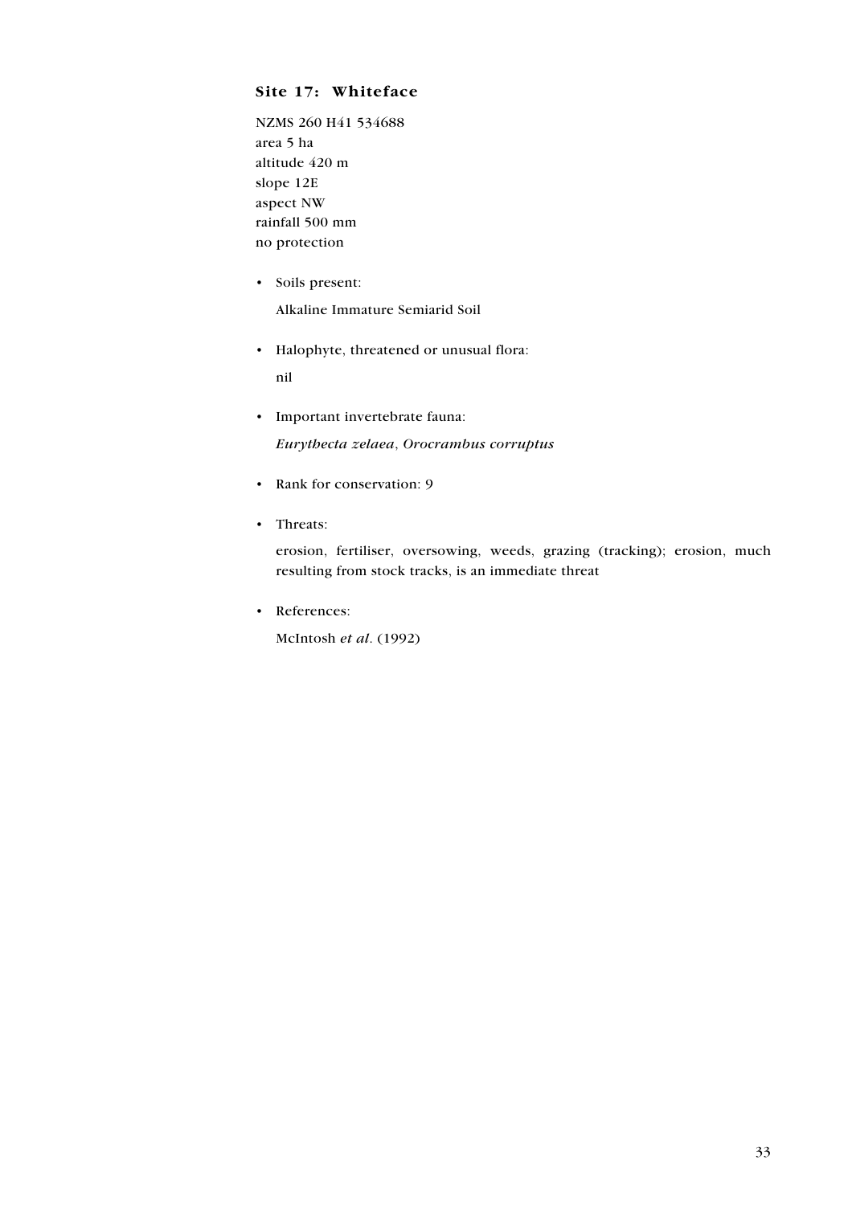### Site 17: Whiteface

NZMS 260 H41 534688
area 5 ha
altitude 420 m
slope 12E
aspect NW
rainfall 500 mm
no protection

- Soils present:

  Alkaline Immature Semiarid Soil

- Halophyte, threatened or unusual flora:

  nil

- Important invertebrate fauna:

  *Eurythecta zelaea*, *Orocrambus corruptus*

- Rank for conservation: 9

- Threats:

  erosion, fertiliser, oversowing, weeds, grazing (tracking); erosion, much resulting from stock tracks, is an immediate threat

- References:

  McIntosh *et al*. (1992)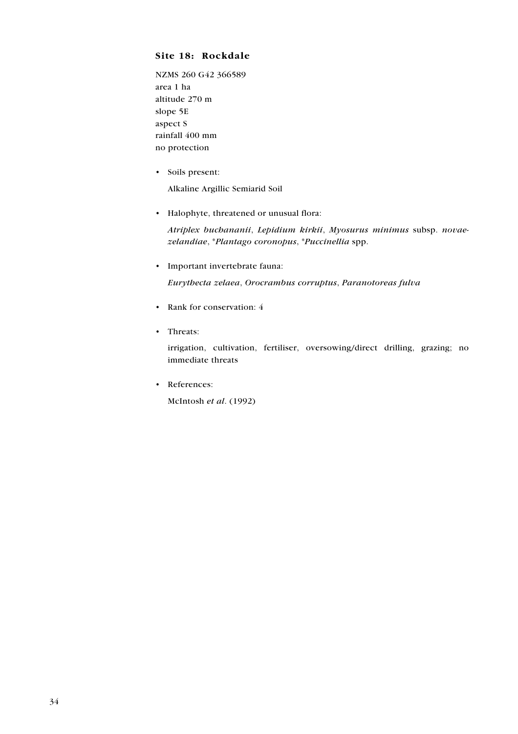### Site 18: Rockdale

NZMS 260 G42 366589
area 1 ha
altitude 270 m
slope 5E
aspect S
rainfall 400 mm
no protection

- Soils present:

  Alkaline Argillic Semiarid Soil

- Halophyte, threatened or unusual flora:

  *Atriplex buchananii*, *Lepidium kirkii*, *Myosurus minimus* subsp. *novae-zelandiae*, **Plantago coronopus*, **Puccinellia* spp.

- Important invertebrate fauna:

  *Eurythecta zelaea*, *Orocrambus corruptus*, *Paranotoreas fulva*

- Rank for conservation: 4

- Threats:

  irrigation, cultivation, fertiliser, oversowing/direct drilling, grazing; no immediate threats

- References:

  McIntosh *et al*. (1992)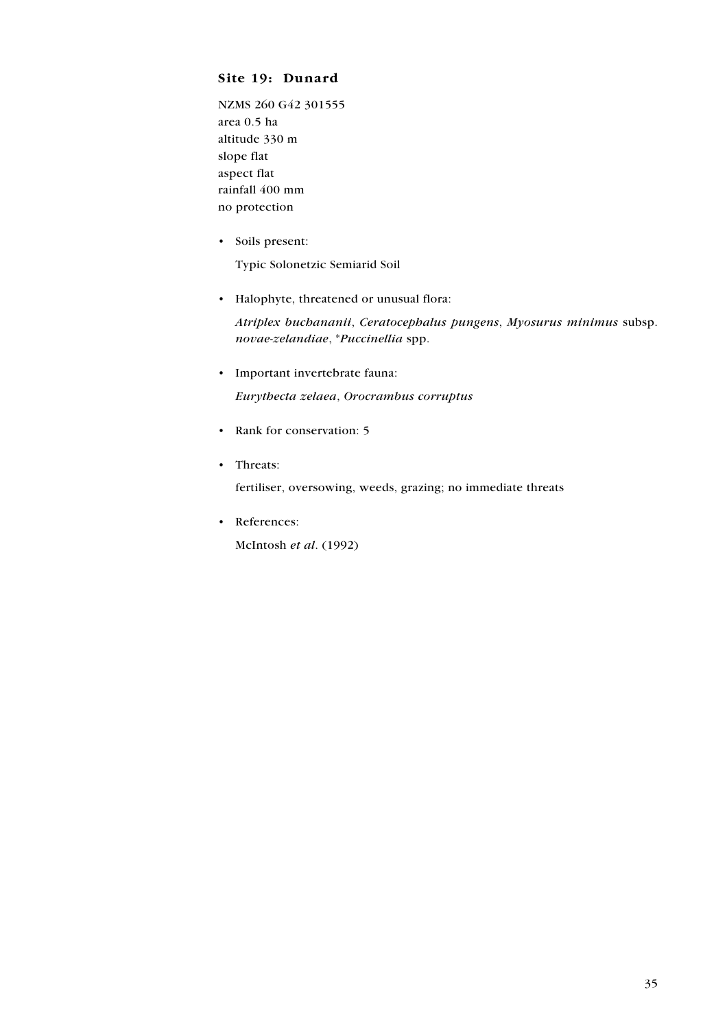### Site 19: Dunard

NZMS 260 G42 301555
area 0.5 ha
altitude 330 m
slope flat
aspect flat
rainfall 400 mm
no protection

- Soils present:

  Typic Solonetzic Semiarid Soil

- Halophyte, threatened or unusual flora:

  *Atriplex buchananii*, *Ceratocephalus pungens*, *Myosurus minimus* subsp. *novae-zelandiae*, **Puccinellia* spp.

- Important invertebrate fauna:

  *Eurythecta zelaea*, *Orocrambus corruptus*

- Rank for conservation: 5

- Threats:

  fertiliser, oversowing, weeds, grazing; no immediate threats

- References:

  McIntosh *et al*. (1992)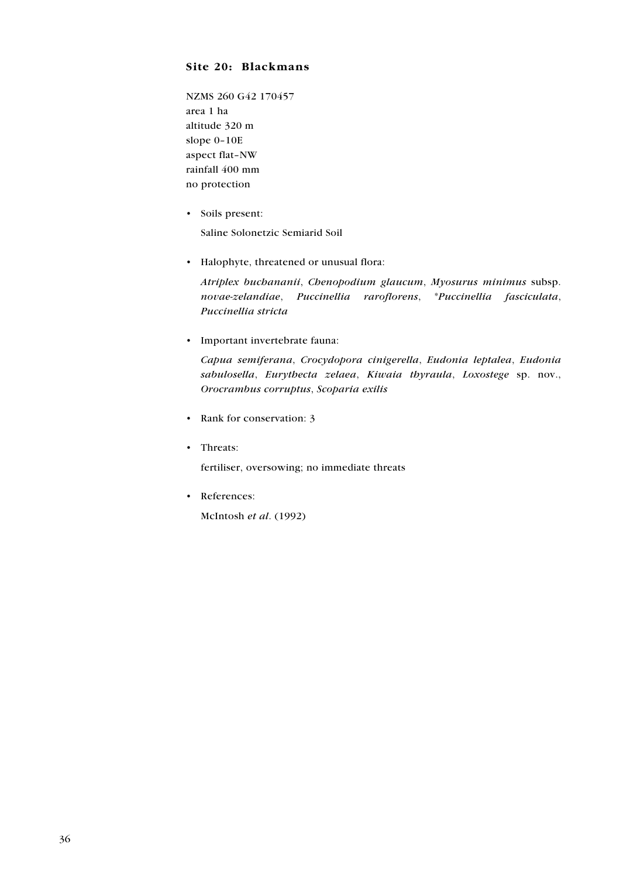### Site 20: Blackmans

NZMS 260 G42 170457
area 1 ha
altitude 320 m
slope 0–10E
aspect flat–NW
rainfall 400 mm
no protection

- Soils present:

  Saline Solonetzic Semiarid Soil

- Halophyte, threatened or unusual flora:

  *Atriplex buchananii*, *Chenopodium glaucum*, *Myosurus minimus* subsp. *novae-zelandiae*, *Puccinellia raroflorens*, **Puccinellia fasciculata*, *Puccinellia stricta*

- Important invertebrate fauna:

  *Capua semiferana*, *Crocydopora cinigerella*, *Eudonia leptalea*, *Eudonia sabulosella*, *Eurythecta zelaea*, *Kiwaia thyraula*, *Loxostege* sp. nov., *Orocrambus corruptus*, *Scoparia exilis*

- Rank for conservation: 3

- Threats:

  fertiliser, oversowing; no immediate threats

- References:

  McIntosh *et al*. (1992)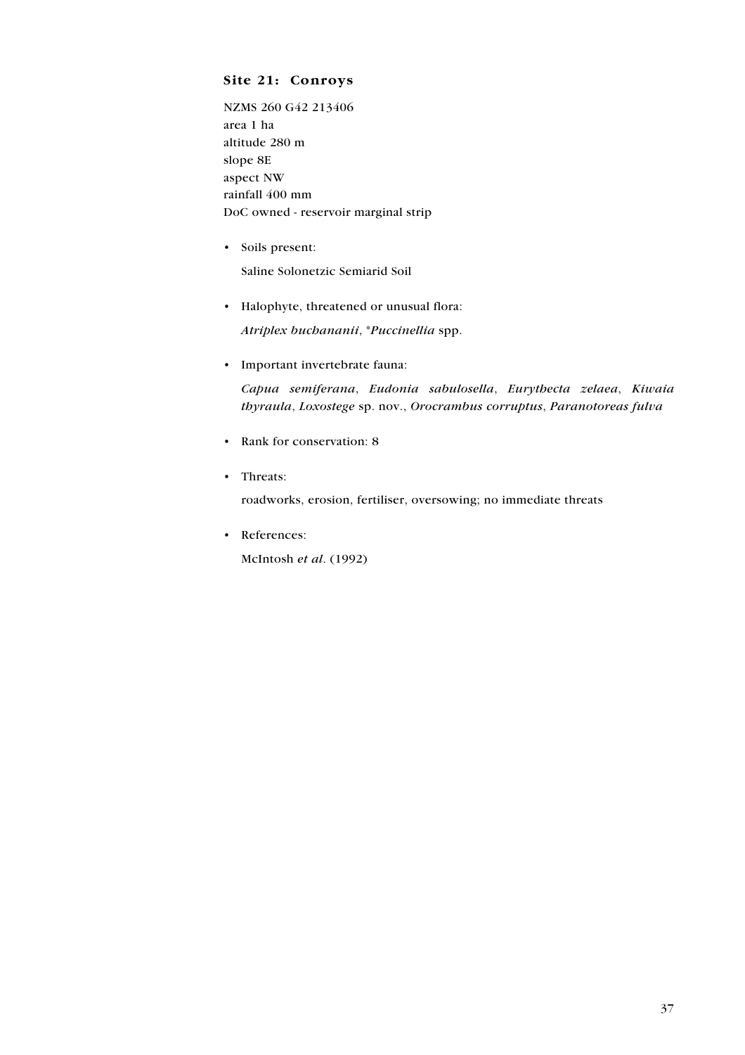### Site 21: Conroys

NZMS 260 G42 213406
area 1 ha
altitude 280 m
slope 8E
aspect NW
rainfall 400 mm
DoC owned - reservoir marginal strip

- Soils present:

  Saline Solonetzic Semiarid Soil

- Halophyte, threatened or unusual flora:

  *Atriplex buchananii*, **Puccinellia* spp.

- Important invertebrate fauna:

  *Capua semiferana*, *Eudonia sabulosella*, *Eurythecta zelaea*, *Kiwaia thyraula*, *Loxostege* sp. nov., *Orocrambus corruptus*, *Paranotoreas fulva*

- Rank for conservation: 8

- Threats:

  roadworks, erosion, fertiliser, oversowing; no immediate threats

- References:

  McIntosh *et al*. (1992)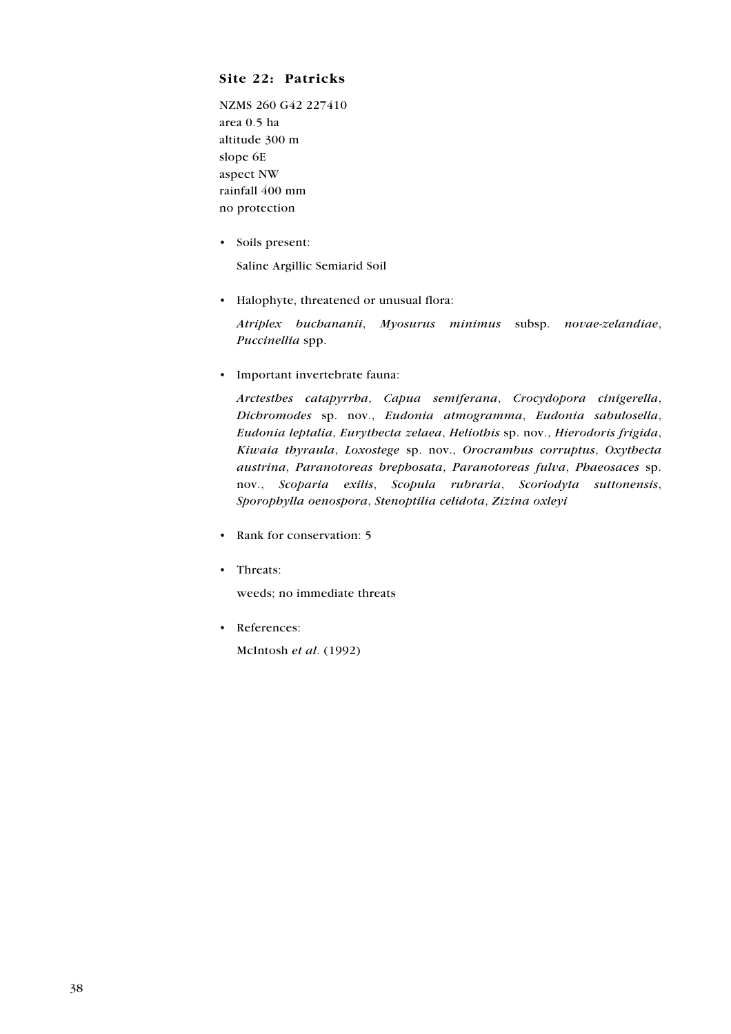### Site 22: Patricks

NZMS 260 G42 227410
area 0.5 ha
altitude 300 m
slope 6E
aspect NW
rainfall 400 mm
no protection

- Soils present:

  Saline Argillic Semiarid Soil

- Halophyte, threatened or unusual flora:

  *Atriplex buchananii*, *Myosurus minimus* subsp. *novae-zelandiae*, *Puccinellia* spp.

- Important invertebrate fauna:

  *Arctesthes catapyrrha*, *Capua semiferana*, *Crocydopora cinigerella*, *Dichromodes* sp. nov., *Eudonia atmogramma*, *Eudonia sabulosella*, *Eudonia leptalia*, *Eurythecta zelaea*, *Heliothis* sp. nov., *Hierodoris frigida*, *Kiwaia thyraula*, *Loxostege* sp. nov., *Orocrambus corruptus*, *Oxythecta austrina*, *Paranotoreas brephosata*, *Paranotoreas fulva*, *Phaeosaces* sp. nov., *Scoparia exilis*, *Scopula rubraria*, *Scoriodyta suttonensis*, *Sporophylla oenospora*, *Stenoptilia celidota*, *Zizina oxleyi*

- Rank for conservation: 5

- Threats:

  weeds; no immediate threats

- References:

  McIntosh *et al*. (1992)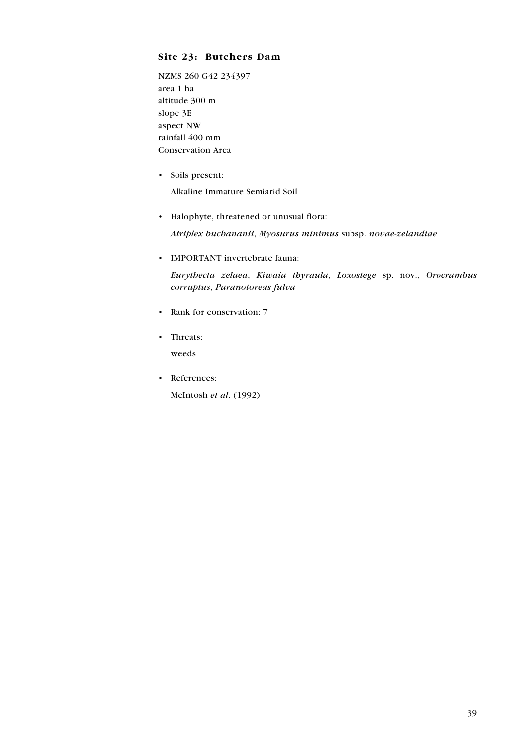### Site 23: Butchers Dam

NZMS 260 G42 234397  
area 1 ha  
altitude 300 m  
slope 3E  
aspect NW  
rainfall 400 mm  
Conservation Area

- Soils present:

  Alkaline Immature Semiarid Soil

- Halophyte, threatened or unusual flora:

  *Atriplex buchananii*, *Myosurus minimus* subsp. *novae-zelandiae*

- IMPORTANT invertebrate fauna:

  *Eurythecta zelaea*, *Kiwaia thyraula*, *Loxostege* sp. nov., *Orocrambus corruptus*, *Paranotoreas fulva*

- Rank for conservation: 7

- Threats:

  weeds

- References:

  McIntosh *et al*. (1992)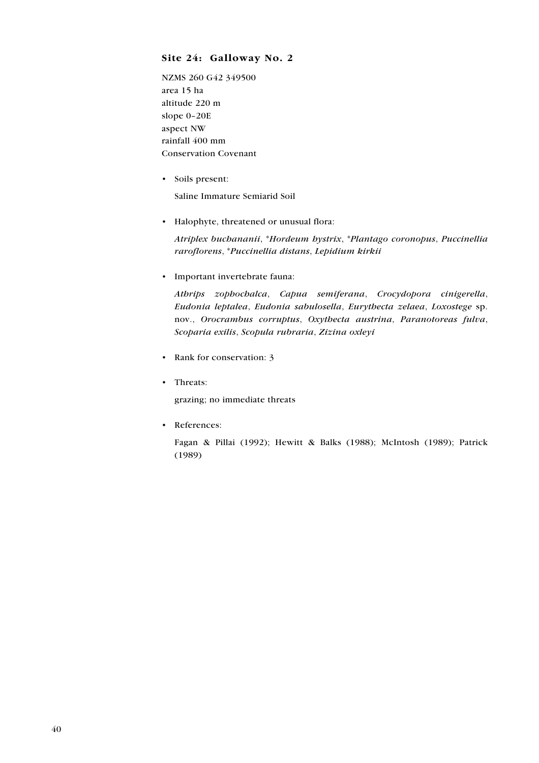### Site 24: Galloway No. 2

NZMS 260 G42 349500
area 15 ha
altitude 220 m
slope 0–20E
aspect NW
rainfall 400 mm
Conservation Covenant

- Soils present:

  Saline Immature Semiarid Soil

- Halophyte, threatened or unusual flora:

  *Atriplex buchananii*, **Hordeum hystrix*, **Plantago coronopus*, *Puccinellia raroflorens*, **Puccinellia distans*, *Lepidium kirkii*

- Important invertebrate fauna:

  *Athrips zophochalca*, *Capua semiferana*, *Crocydopora cinigerella*, *Eudonia leptalea*, *Eudonia sabulosella*, *Eurythecta zelaea*, *Loxostege* sp. nov., *Orocrambus corruptus*, *Oxythecta austrina*, *Paranotoreas fulva*, *Scoparia exilis*, *Scopula rubraria*, *Zizina oxleyi*

- Rank for conservation: 3

- Threats:

  grazing; no immediate threats

- References:

  Fagan & Pillai (1992); Hewitt & Balks (1988); McIntosh (1989); Patrick (1989)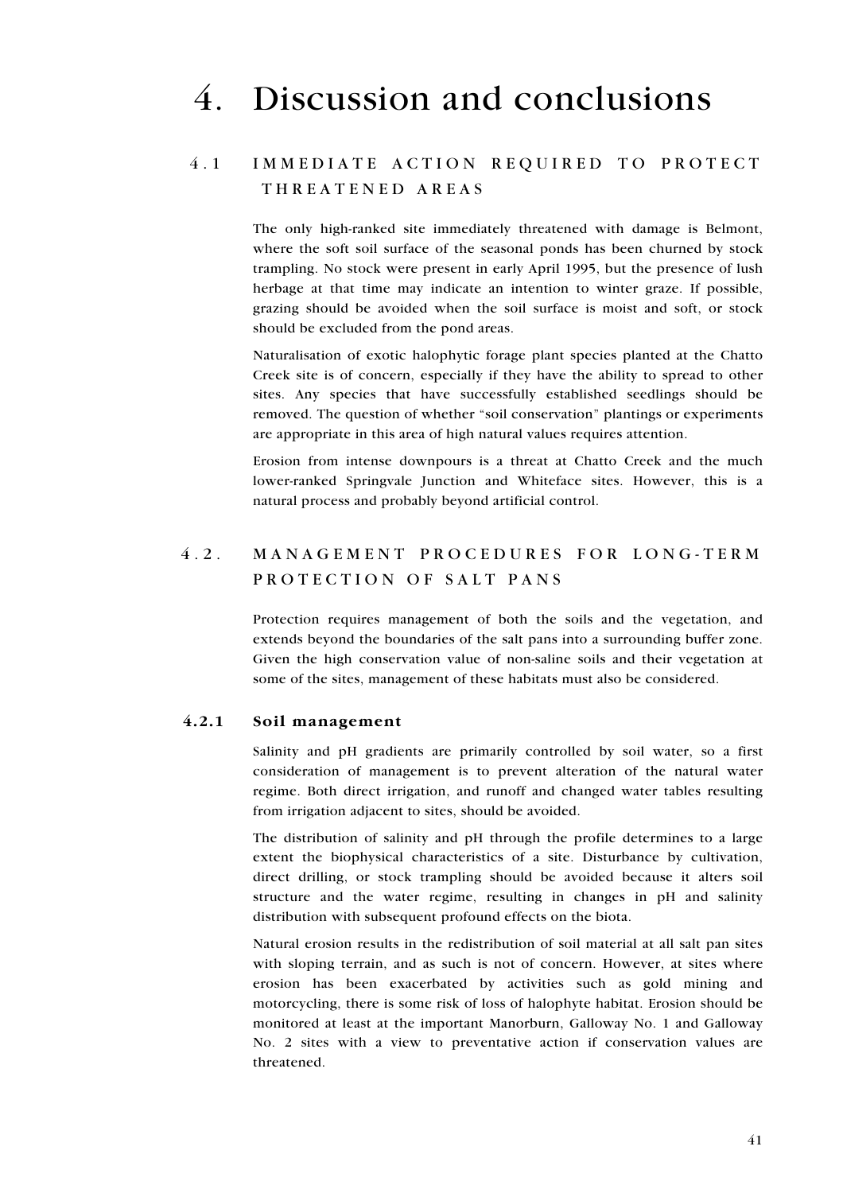# 4. Discussion and conclusions

## 4.1 IMMEDIATE ACTION REQUIRED TO PROTECT THREATENED AREAS

The only high-ranked site immediately threatened with damage is Belmont, where the soft soil surface of the seasonal ponds has been churned by stock trampling. No stock were present in early April 1995, but the presence of lush herbage at that time may indicate an intention to winter graze. If possible, grazing should be avoided when the soil surface is moist and soft, or stock should be excluded from the pond areas.

Naturalisation of exotic halophytic forage plant species planted at the Chatto Creek site is of concern, especially if they have the ability to spread to other sites. Any species that have successfully established seedlings should be removed. The question of whether "soil conservation" plantings or experiments are appropriate in this area of high natural values requires attention.

Erosion from intense downpours is a threat at Chatto Creek and the much lower-ranked Springvale Junction and Whiteface sites. However, this is a natural process and probably beyond artificial control.

## 4.2. MANAGEMENT PROCEDURES FOR LONG-TERM PROTECTION OF SALT PANS

Protection requires management of both the soils and the vegetation, and extends beyond the boundaries of the salt pans into a surrounding buffer zone. Given the high conservation value of non-saline soils and their vegetation at some of the sites, management of these habitats must also be considered.

### 4.2.1 Soil management

Salinity and pH gradients are primarily controlled by soil water, so a first consideration of management is to prevent alteration of the natural water regime. Both direct irrigation, and runoff and changed water tables resulting from irrigation adjacent to sites, should be avoided.

The distribution of salinity and pH through the profile determines to a large extent the biophysical characteristics of a site. Disturbance by cultivation, direct drilling, or stock trampling should be avoided because it alters soil structure and the water regime, resulting in changes in pH and salinity distribution with subsequent profound effects on the biota.

Natural erosion results in the redistribution of soil material at all salt pan sites with sloping terrain, and as such is not of concern. However, at sites where erosion has been exacerbated by activities such as gold mining and motorcycling, there is some risk of loss of halophyte habitat. Erosion should be monitored at least at the important Manorburn, Galloway No. 1 and Galloway No. 2 sites with a view to preventative action if conservation values are threatened.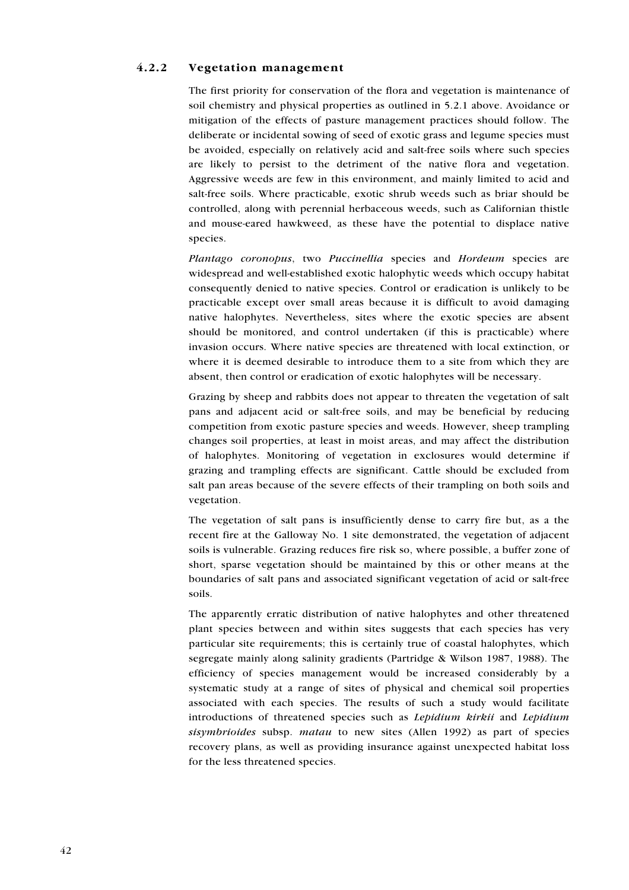### 4.2.2 Vegetation management

The first priority for conservation of the flora and vegetation is maintenance of soil chemistry and physical properties as outlined in 5.2.1 above. Avoidance or mitigation of the effects of pasture management practices should follow. The deliberate or incidental sowing of seed of exotic grass and legume species must be avoided, especially on relatively acid and salt-free soils where such species are likely to persist to the detriment of the native flora and vegetation. Aggressive weeds are few in this environment, and mainly limited to acid and salt-free soils. Where practicable, exotic shrub weeds such as briar should be controlled, along with perennial herbaceous weeds, such as Californian thistle and mouse-eared hawkweed, as these have the potential to displace native species.

*Plantago coronopus*, two *Puccinellia* species and *Hordeum* species are widespread and well-established exotic halophytic weeds which occupy habitat consequently denied to native species. Control or eradication is unlikely to be practicable except over small areas because it is difficult to avoid damaging native halophytes. Nevertheless, sites where the exotic species are absent should be monitored, and control undertaken (if this is practicable) where invasion occurs. Where native species are threatened with local extinction, or where it is deemed desirable to introduce them to a site from which they are absent, then control or eradication of exotic halophytes will be necessary.

Grazing by sheep and rabbits does not appear to threaten the vegetation of salt pans and adjacent acid or salt-free soils, and may be beneficial by reducing competition from exotic pasture species and weeds. However, sheep trampling changes soil properties, at least in moist areas, and may affect the distribution of halophytes. Monitoring of vegetation in exclosures would determine if grazing and trampling effects are significant. Cattle should be excluded from salt pan areas because of the severe effects of their trampling on both soils and vegetation.

The vegetation of salt pans is insufficiently dense to carry fire but, as a the recent fire at the Galloway No. 1 site demonstrated, the vegetation of adjacent soils is vulnerable. Grazing reduces fire risk so, where possible, a buffer zone of short, sparse vegetation should be maintained by this or other means at the boundaries of salt pans and associated significant vegetation of acid or salt-free soils.

The apparently erratic distribution of native halophytes and other threatened plant species between and within sites suggests that each species has very particular site requirements; this is certainly true of coastal halophytes, which segregate mainly along salinity gradients (Partridge & Wilson 1987, 1988). The efficiency of species management would be increased considerably by a systematic study at a range of sites of physical and chemical soil properties associated with each species. The results of such a study would facilitate introductions of threatened species such as *Lepidium kirkii* and *Lepidium sisymbrioides* subsp. *matau* to new sites (Allen 1992) as part of species recovery plans, as well as providing insurance against unexpected habitat loss for the less threatened species.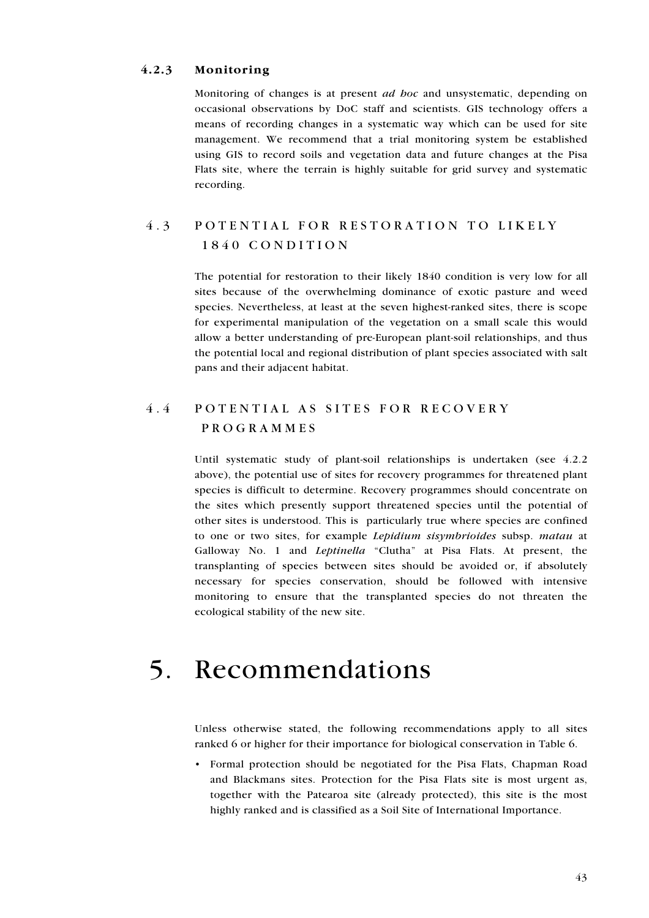### 4.2.3 Monitoring

Monitoring of changes is at present *ad hoc* and unsystematic, depending on occasional observations by DoC staff and scientists. GIS technology offers a means of recording changes in a systematic way which can be used for site management. We recommend that a trial monitoring system be established using GIS to record soils and vegetation data and future changes at the Pisa Flats site, where the terrain is highly suitable for grid survey and systematic recording.

## 4.3 POTENTIAL FOR RESTORATION TO LIKELY 1840 CONDITION

The potential for restoration to their likely 1840 condition is very low for all sites because of the overwhelming dominance of exotic pasture and weed species. Nevertheless, at least at the seven highest-ranked sites, there is scope for experimental manipulation of the vegetation on a small scale this would allow a better understanding of pre-European plant-soil relationships, and thus the potential local and regional distribution of plant species associated with salt pans and their adjacent habitat.

## 4.4 POTENTIAL AS SITES FOR RECOVERY PROGRAMMES

Until systematic study of plant-soil relationships is undertaken (see 4.2.2 above), the potential use of sites for recovery programmes for threatened plant species is difficult to determine. Recovery programmes should concentrate on the sites which presently support threatened species until the potential of other sites is understood. This is particularly true where species are confined to one or two sites, for example ***Lepidium sisymbrioides*** subsp. ***matau*** at Galloway No. 1 and ***Leptinella*** "Clutha" at Pisa Flats. At present, the transplanting of species between sites should be avoided or, if absolutely necessary for species conservation, should be followed with intensive monitoring to ensure that the transplanted species do not threaten the ecological stability of the new site.

# 5. Recommendations

Unless otherwise stated, the following recommendations apply to all sites ranked 6 or higher for their importance for biological conservation in Table 6.

- Formal protection should be negotiated for the Pisa Flats, Chapman Road and Blackmans sites. Protection for the Pisa Flats site is most urgent as, together with the Patearoa site (already protected), this site is the most highly ranked and is classified as a Soil Site of International Importance.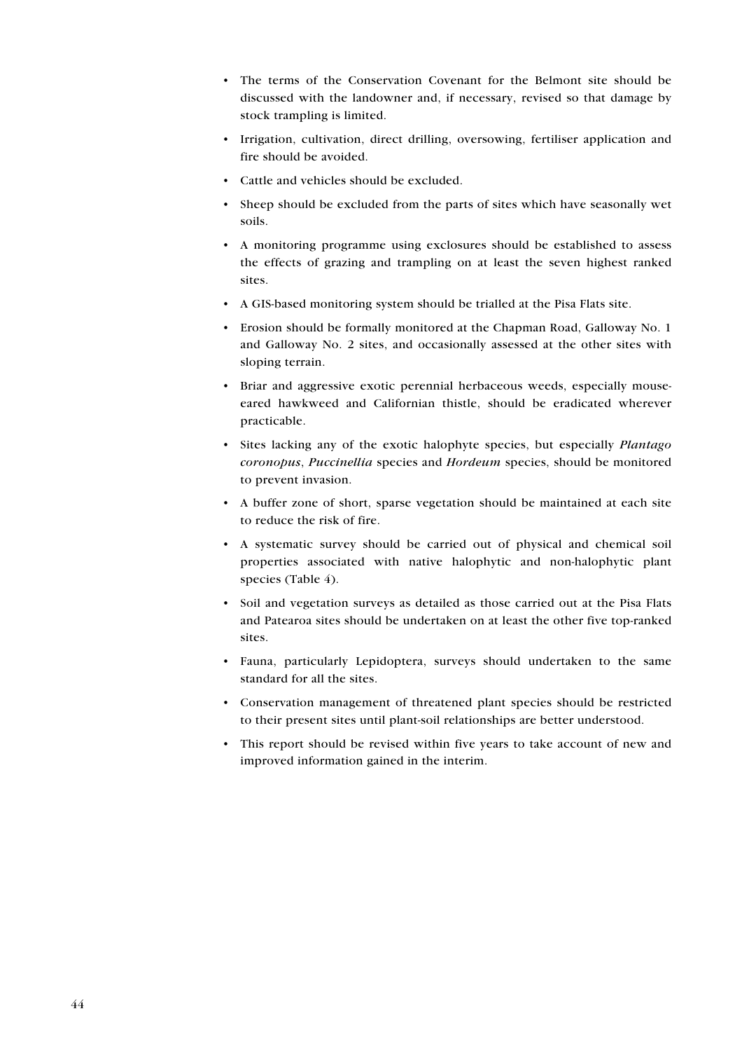- The terms of the Conservation Covenant for the Belmont site should be discussed with the landowner and, if necessary, revised so that damage by stock trampling is limited.
- Irrigation, cultivation, direct drilling, oversowing, fertiliser application and fire should be avoided.
- Cattle and vehicles should be excluded.
- Sheep should be excluded from the parts of sites which have seasonally wet soils.
- A monitoring programme using exclosures should be established to assess the effects of grazing and trampling on at least the seven highest ranked sites.
- A GIS-based monitoring system should be trialled at the Pisa Flats site.
- Erosion should be formally monitored at the Chapman Road, Galloway No. 1 and Galloway No. 2 sites, and occasionally assessed at the other sites with sloping terrain.
- Briar and aggressive exotic perennial herbaceous weeds, especially mouse-eared hawkweed and Californian thistle, should be eradicated wherever practicable.
- Sites lacking any of the exotic halophyte species, but especially *Plantago coronopus*, *Puccinellia* species and *Hordeum* species, should be monitored to prevent invasion.
- A buffer zone of short, sparse vegetation should be maintained at each site to reduce the risk of fire.
- A systematic survey should be carried out of physical and chemical soil properties associated with native halophytic and non-halophytic plant species (Table 4).
- Soil and vegetation surveys as detailed as those carried out at the Pisa Flats and Patearoa sites should be undertaken on at least the other five top-ranked sites.
- Fauna, particularly Lepidoptera, surveys should undertaken to the same standard for all the sites.
- Conservation management of threatened plant species should be restricted to their present sites until plant-soil relationships are better understood.
- This report should be revised within five years to take account of new and improved information gained in the interim.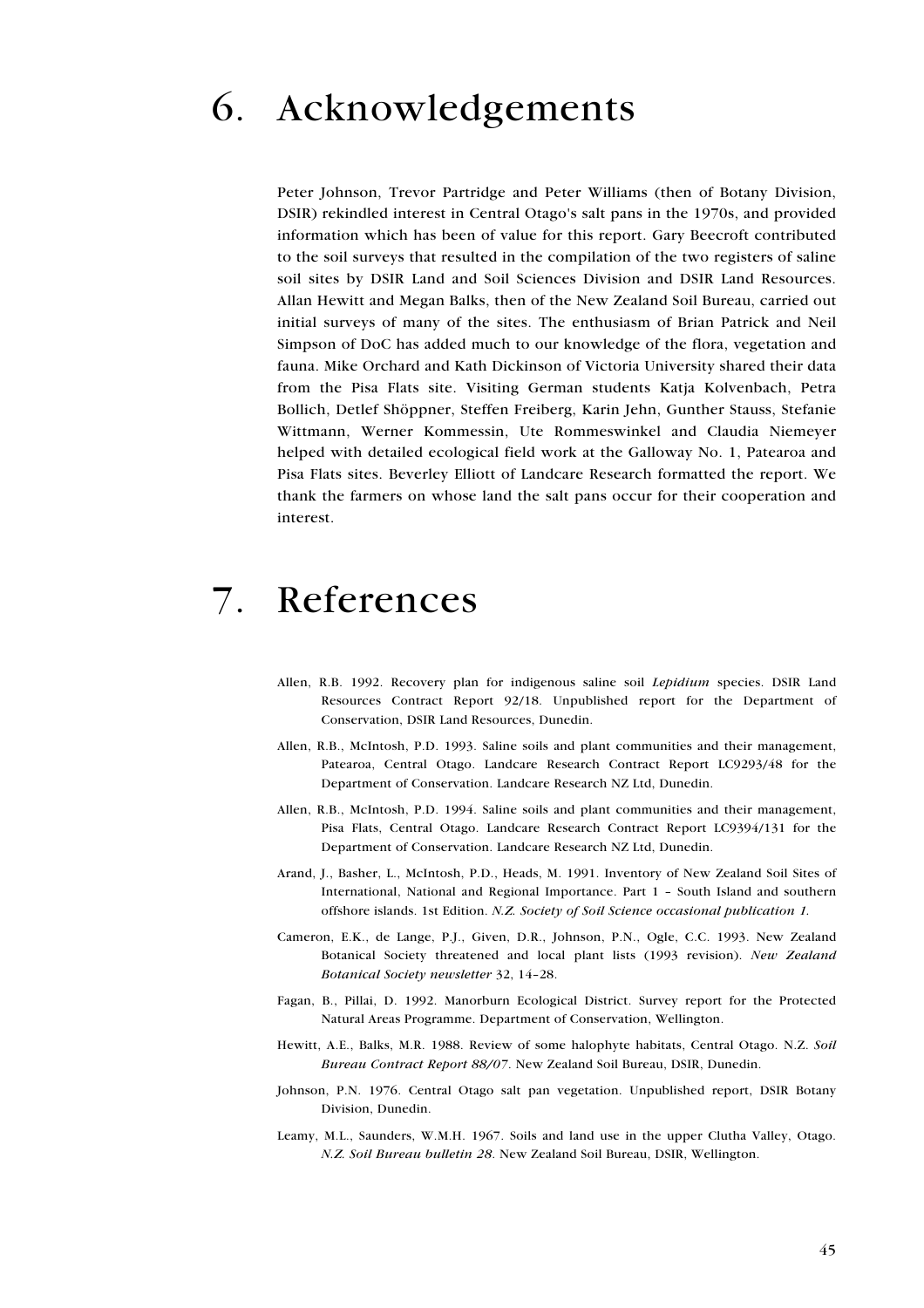# 6. Acknowledgements

Peter Johnson, Trevor Partridge and Peter Williams (then of Botany Division, DSIR) rekindled interest in Central Otago's salt pans in the 1970s, and provided information which has been of value for this report. Gary Beecroft contributed to the soil surveys that resulted in the compilation of the two registers of saline soil sites by DSIR Land and Soil Sciences Division and DSIR Land Resources. Allan Hewitt and Megan Balks, then of the New Zealand Soil Bureau, carried out initial surveys of many of the sites. The enthusiasm of Brian Patrick and Neil Simpson of DoC has added much to our knowledge of the flora, vegetation and fauna. Mike Orchard and Kath Dickinson of Victoria University shared their data from the Pisa Flats site. Visiting German students Katja Kolvenbach, Petra Bollich, Detlef Shöppner, Steffen Freiberg, Karin Jehn, Gunther Stauss, Stefanie Wittmann, Werner Kommessin, Ute Rommeswinkel and Claudia Niemeyer helped with detailed ecological field work at the Galloway No. 1, Patearoa and Pisa Flats sites. Beverley Elliott of Landcare Research formatted the report. We thank the farmers on whose land the salt pans occur for their cooperation and interest.

# 7. References

Allen, R.B. 1992. Recovery plan for indigenous saline soil *Lepidium* species. DSIR Land Resources Contract Report 92/18. Unpublished report for the Department of Conservation, DSIR Land Resources, Dunedin.

Allen, R.B., McIntosh, P.D. 1993. Saline soils and plant communities and their management, Patearoa, Central Otago. Landcare Research Contract Report LC9293/48 for the Department of Conservation. Landcare Research NZ Ltd, Dunedin.

Allen, R.B., McIntosh, P.D. 1994. Saline soils and plant communities and their management, Pisa Flats, Central Otago. Landcare Research Contract Report LC9394/131 for the Department of Conservation. Landcare Research NZ Ltd, Dunedin.

Arand, J., Basher, L., McIntosh, P.D., Heads, M. 1991. Inventory of New Zealand Soil Sites of International, National and Regional Importance. Part 1 – South Island and southern offshore islands. 1st Edition. *N.Z. Society of Soil Science occasional publication 1.*

Cameron, E.K., de Lange, P.J., Given, D.R., Johnson, P.N., Ogle, C.C. 1993. New Zealand Botanical Society threatened and local plant lists (1993 revision). *New Zealand Botanical Society newsletter* 32, 14–28.

Fagan, B., Pillai, D. 1992. Manorburn Ecological District. Survey report for the Protected Natural Areas Programme. Department of Conservation, Wellington.

Hewitt, A.E., Balks, M.R. 1988. Review of some halophyte habitats, Central Otago. N.Z. *Soil Bureau Contract Report 88/07*. New Zealand Soil Bureau, DSIR, Dunedin.

Johnson, P.N. 1976. Central Otago salt pan vegetation. Unpublished report, DSIR Botany Division, Dunedin.

Leamy, M.L., Saunders, W.M.H. 1967. Soils and land use in the upper Clutha Valley, Otago. *N.Z. Soil Bureau bulletin 28*. New Zealand Soil Bureau, DSIR, Wellington.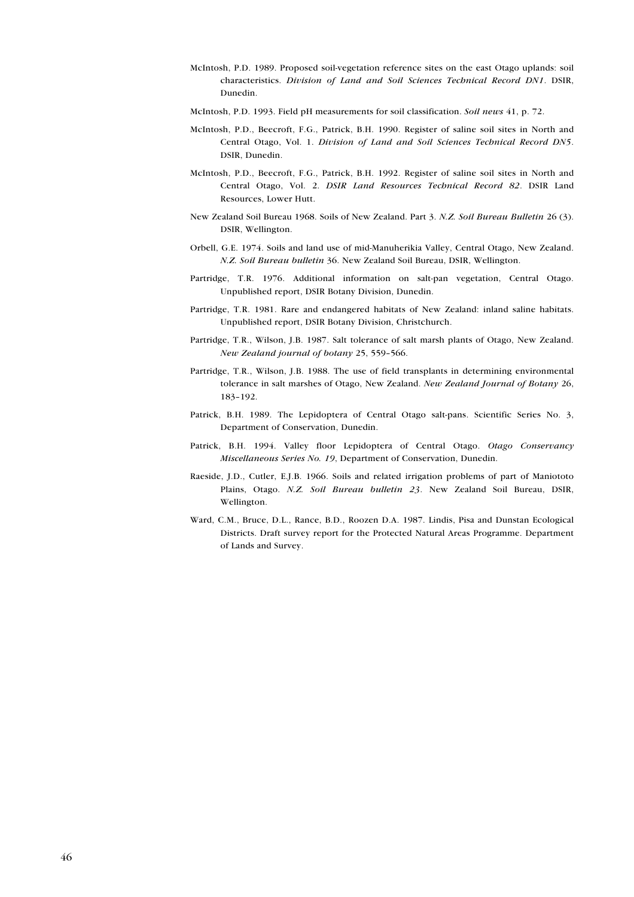McIntosh, P.D. 1989. Proposed soil-vegetation reference sites on the east Otago uplands: soil characteristics. *Division of Land and Soil Sciences Technical Record DN1*. DSIR, Dunedin.

McIntosh, P.D. 1993. Field pH measurements for soil classification. *Soil news* 41, p. 72.

McIntosh, P.D., Beecroft, F.G., Patrick, B.H. 1990. Register of saline soil sites in North and Central Otago, Vol. 1. *Division of Land and Soil Sciences Technical Record DN5*. DSIR, Dunedin.

McIntosh, P.D., Beecroft, F.G., Patrick, B.H. 1992. Register of saline soil sites in North and Central Otago, Vol. 2. *DSIR Land Resources Technical Record 82*. DSIR Land Resources, Lower Hutt.

New Zealand Soil Bureau 1968. Soils of New Zealand. Part 3. *N.Z. Soil Bureau Bulletin* 26 (3). DSIR, Wellington.

Orbell, G.E. 1974. Soils and land use of mid-Manuherikia Valley, Central Otago, New Zealand. *N.Z. Soil Bureau bulletin* 36. New Zealand Soil Bureau, DSIR, Wellington.

Partridge, T.R. 1976. Additional information on salt-pan vegetation, Central Otago. Unpublished report, DSIR Botany Division, Dunedin.

Partridge, T.R. 1981. Rare and endangered habitats of New Zealand: inland saline habitats. Unpublished report, DSIR Botany Division, Christchurch.

Partridge, T.R., Wilson, J.B. 1987. Salt tolerance of salt marsh plants of Otago, New Zealand. *New Zealand journal of botany* 25, 559–566.

Partridge, T.R., Wilson, J.B. 1988. The use of field transplants in determining environmental tolerance in salt marshes of Otago, New Zealand. *New Zealand Journal of Botany* 26, 183–192.

Patrick, B.H. 1989. The Lepidoptera of Central Otago salt-pans. Scientific Series No. 3, Department of Conservation, Dunedin.

Patrick, B.H. 1994. Valley floor Lepidoptera of Central Otago. *Otago Conservancy Miscellaneous Series No. 19*, Department of Conservation, Dunedin.

Raeside, J.D., Cutler, E.J.B. 1966. Soils and related irrigation problems of part of Maniototo Plains, Otago. *N.Z. Soil Bureau bulletin 23*. New Zealand Soil Bureau, DSIR, Wellington.

Ward, C.M., Bruce, D.L., Rance, B.D., Roozen D.A. 1987. Lindis, Pisa and Dunstan Ecological Districts. Draft survey report for the Protected Natural Areas Programme. Department of Lands and Survey.